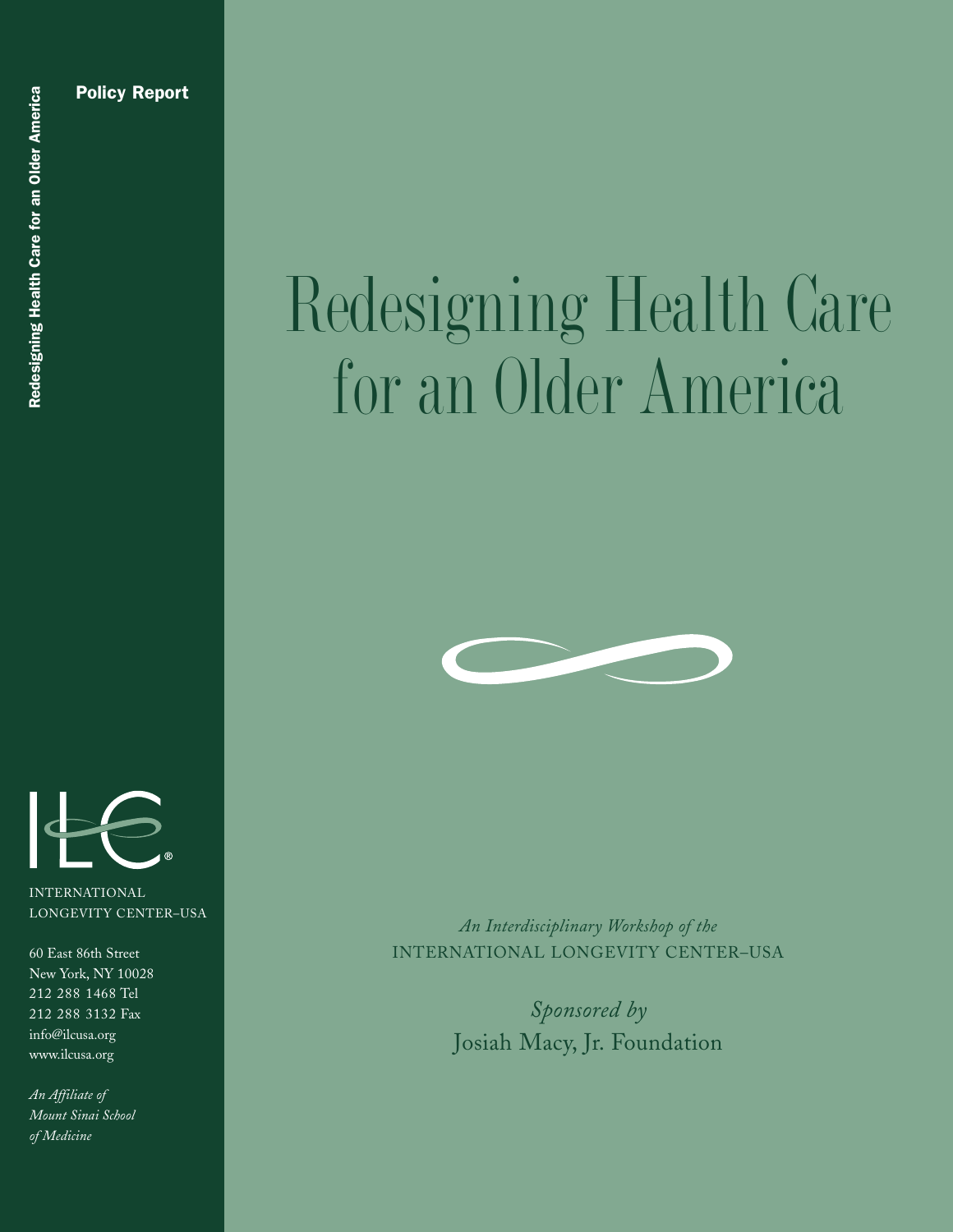Policy Report

# Redesigning Health Care for an Older America

INTERNATIONAL LONGEVITY CENTER–USA

60 East 86th Street
New York, NY 10028
212 288 1468 Tel
212 288 3132 Fax
info@ilcusa.org
www.ilcusa.org

*An Affiliate of Mount Sinai School of Medicine*

*An Interdisciplinary Workshop of the*
INTERNATIONAL LONGEVITY CENTER–USA

*Sponsored by*
Josiah Macy, Jr. Foundation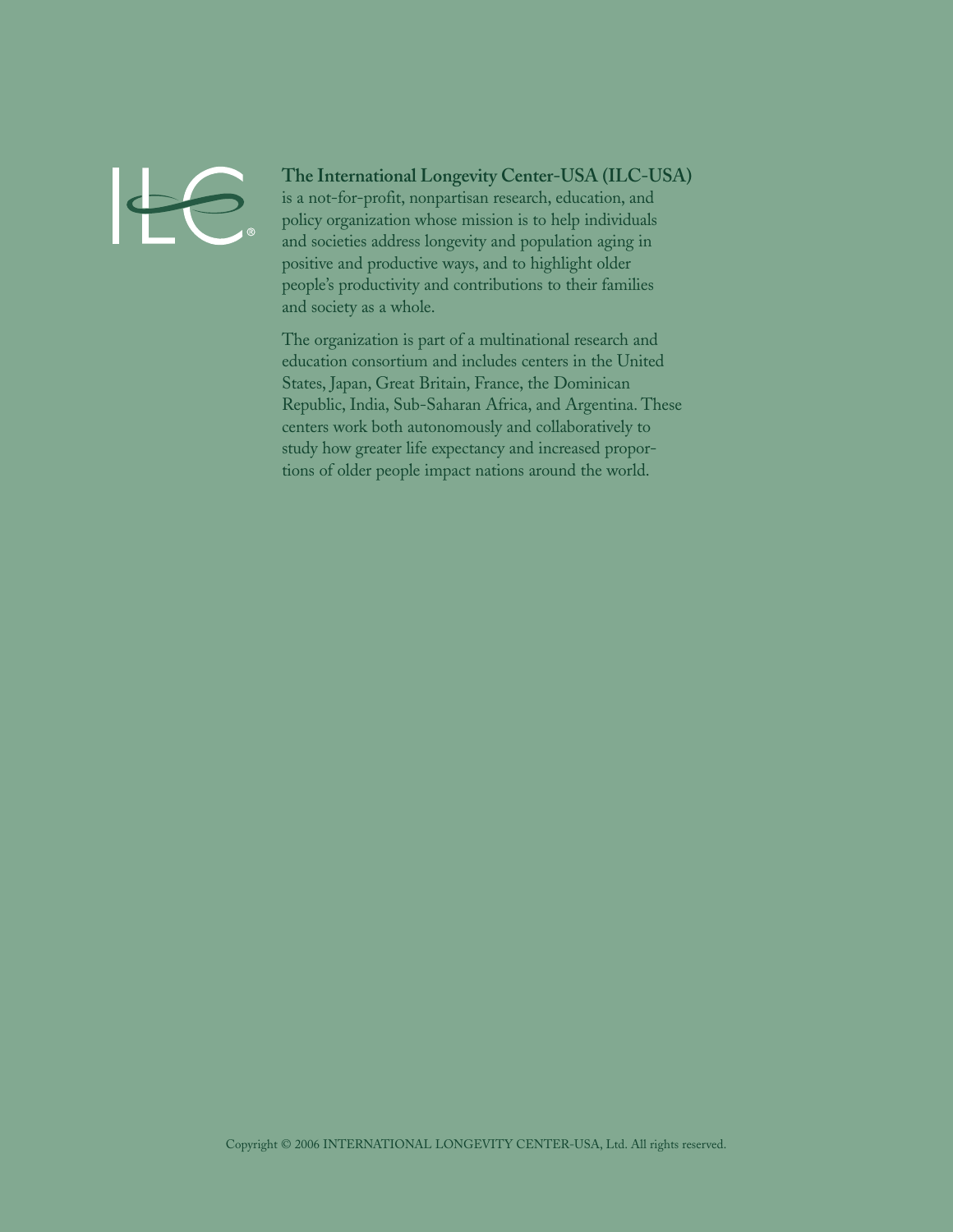**The International Longevity Center-USA (ILC-USA)** is a not-for-profit, nonpartisan research, education, and policy organization whose mission is to help individuals and societies address longevity and population aging in positive and productive ways, and to highlight older people's productivity and contributions to their families and society as a whole.

The organization is part of a multinational research and education consortium and includes centers in the United States, Japan, Great Britain, France, the Dominican Republic, India, Sub-Saharan Africa, and Argentina. These centers work both autonomously and collaboratively to study how greater life expectancy and increased proportions of older people impact nations around the world.

Copyright © 2006 INTERNATIONAL LONGEVITY CENTER-USA, Ltd. All rights reserved.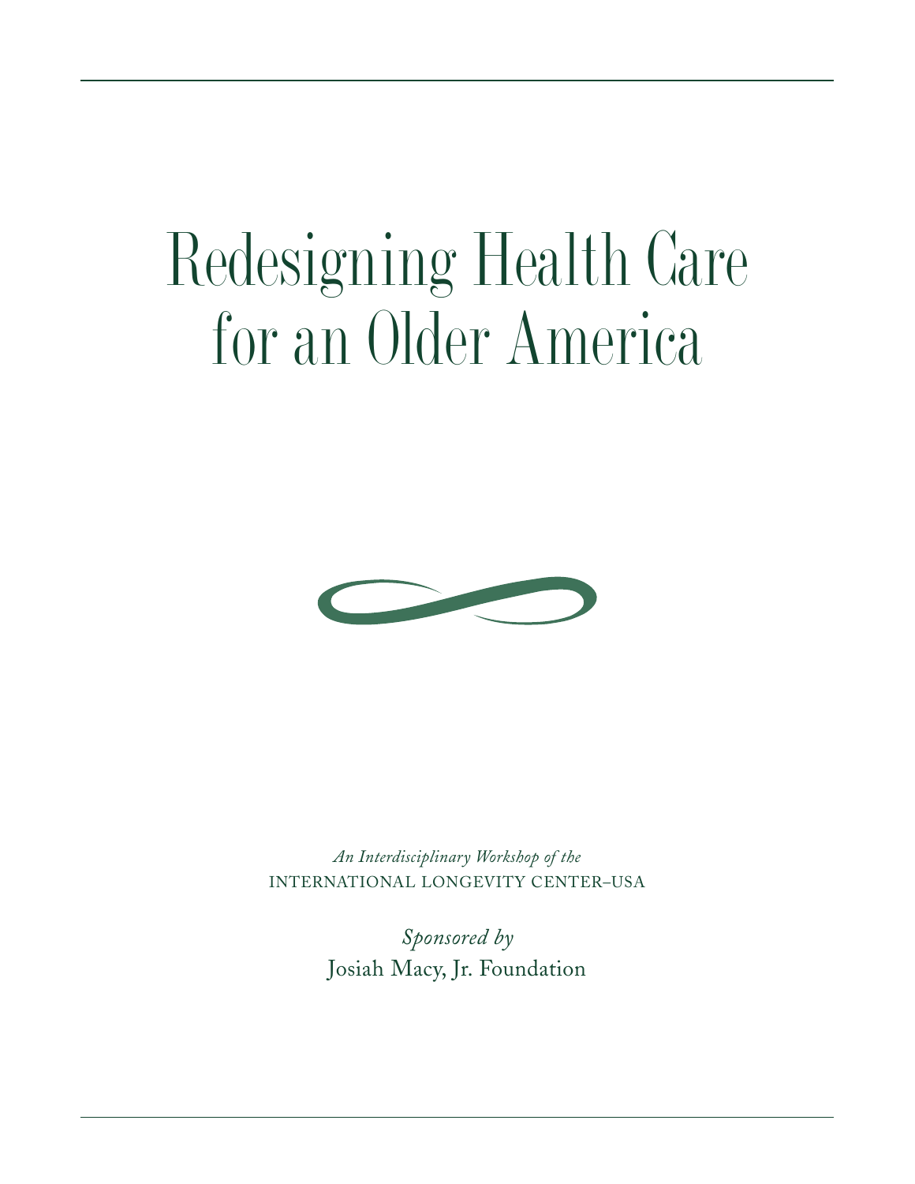# Redesigning Health Care for an Older America

*An Interdisciplinary Workshop of the*
INTERNATIONAL LONGEVITY CENTER–USA

*Sponsored by*
Josiah Macy, Jr. Foundation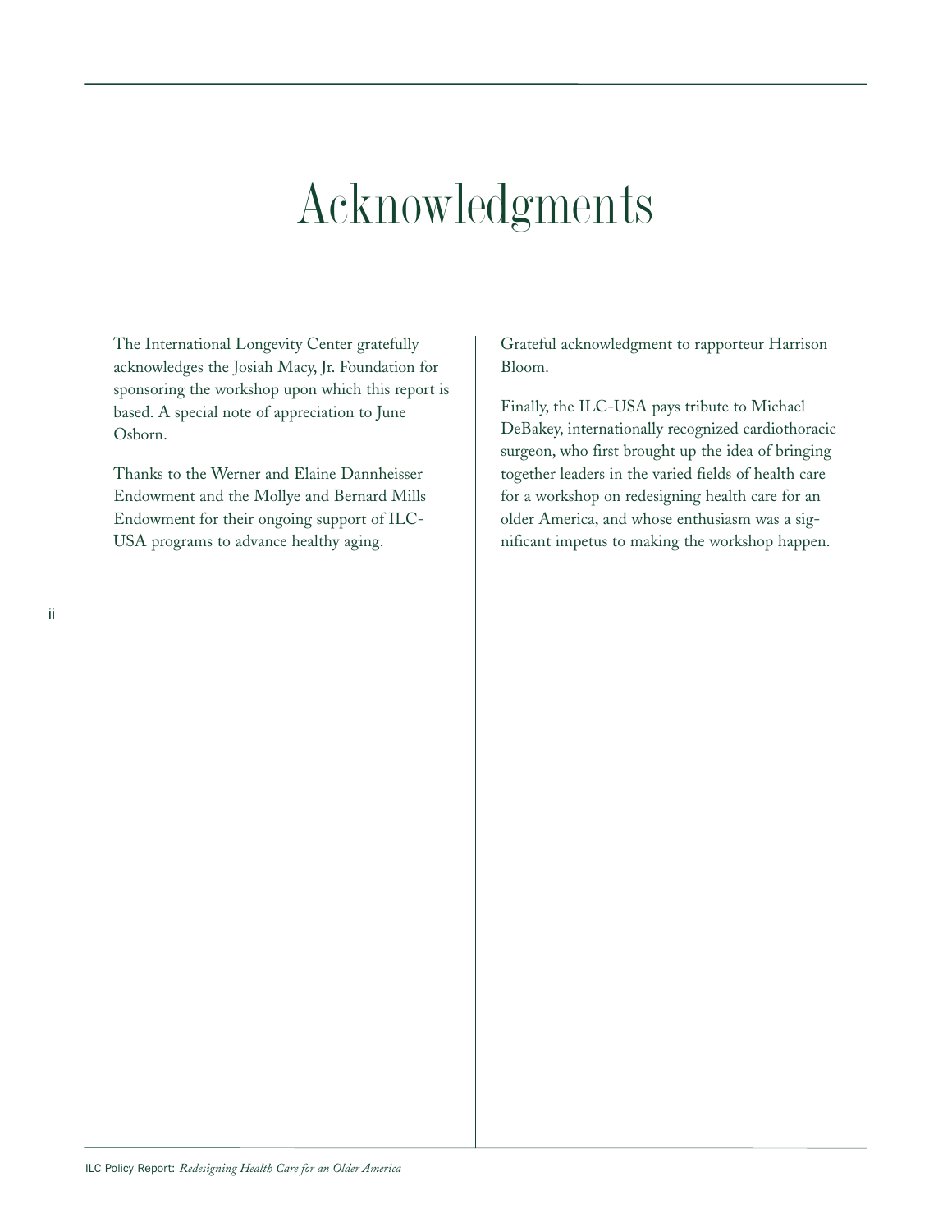# Acknowledgments

The International Longevity Center gratefully acknowledges the Josiah Macy, Jr. Foundation for sponsoring the workshop upon which this report is based. A special note of appreciation to June Osborn.

Thanks to the Werner and Elaine Dannheisser Endowment and the Mollye and Bernard Mills Endowment for their ongoing support of ILC-USA programs to advance healthy aging.

Grateful acknowledgment to rapporteur Harrison Bloom.

Finally, the ILC-USA pays tribute to Michael DeBakey, internationally recognized cardiothoracic surgeon, who first brought up the idea of bringing together leaders in the varied fields of health care for a workshop on redesigning health care for an older America, and whose enthusiasm was a significant impetus to making the workshop happen.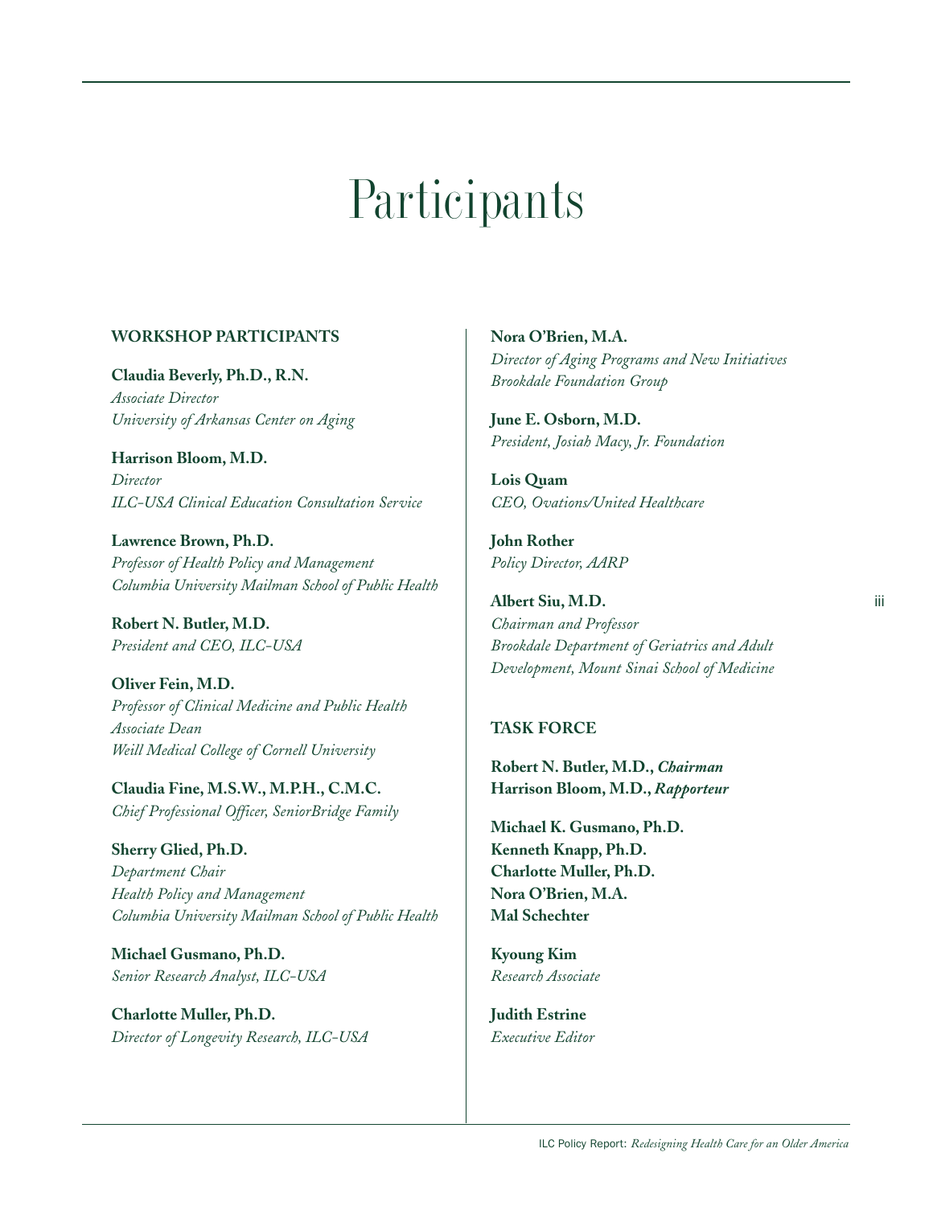# Participants

## WORKSHOP PARTICIPANTS

**Claudia Beverly, Ph.D., R.N.**
*Associate Director*
*University of Arkansas Center on Aging*

**Harrison Bloom, M.D.**
*Director*
*ILC-USA Clinical Education Consultation Service*

**Lawrence Brown, Ph.D.**
*Professor of Health Policy and Management*
*Columbia University Mailman School of Public Health*

**Robert N. Butler, M.D.**
*President and CEO, ILC-USA*

**Oliver Fein, M.D.**
*Professor of Clinical Medicine and Public Health*
*Associate Dean*
*Weill Medical College of Cornell University*

**Claudia Fine, M.S.W., M.P.H., C.M.C.**
*Chief Professional Officer, SeniorBridge Family*

**Sherry Glied, Ph.D.**
*Department Chair*
*Health Policy and Management*
*Columbia University Mailman School of Public Health*

**Michael Gusmano, Ph.D.**
*Senior Research Analyst, ILC-USA*

**Charlotte Muller, Ph.D.**
*Director of Longevity Research, ILC-USA*

**Nora O'Brien, M.A.**
*Director of Aging Programs and New Initiatives*
*Brookdale Foundation Group*

**June E. Osborn, M.D.**
*President, Josiah Macy, Jr. Foundation*

**Lois Quam**
*CEO, Ovations/United Healthcare*

**John Rother**
*Policy Director, AARP*

**Albert Siu, M.D.**
*Chairman and Professor*
*Brookdale Department of Geriatrics and Adult Development, Mount Sinai School of Medicine*

## TASK FORCE

**Robert N. Butler, M.D., *Chairman***
**Harrison Bloom, M.D., *Rapporteur***

**Michael K. Gusmano, Ph.D.**
**Kenneth Knapp, Ph.D.**
**Charlotte Muller, Ph.D.**
**Nora O'Brien, M.A.**
**Mal Schechter**

**Kyoung Kim**
*Research Associate*

**Judith Estrine**
*Executive Editor*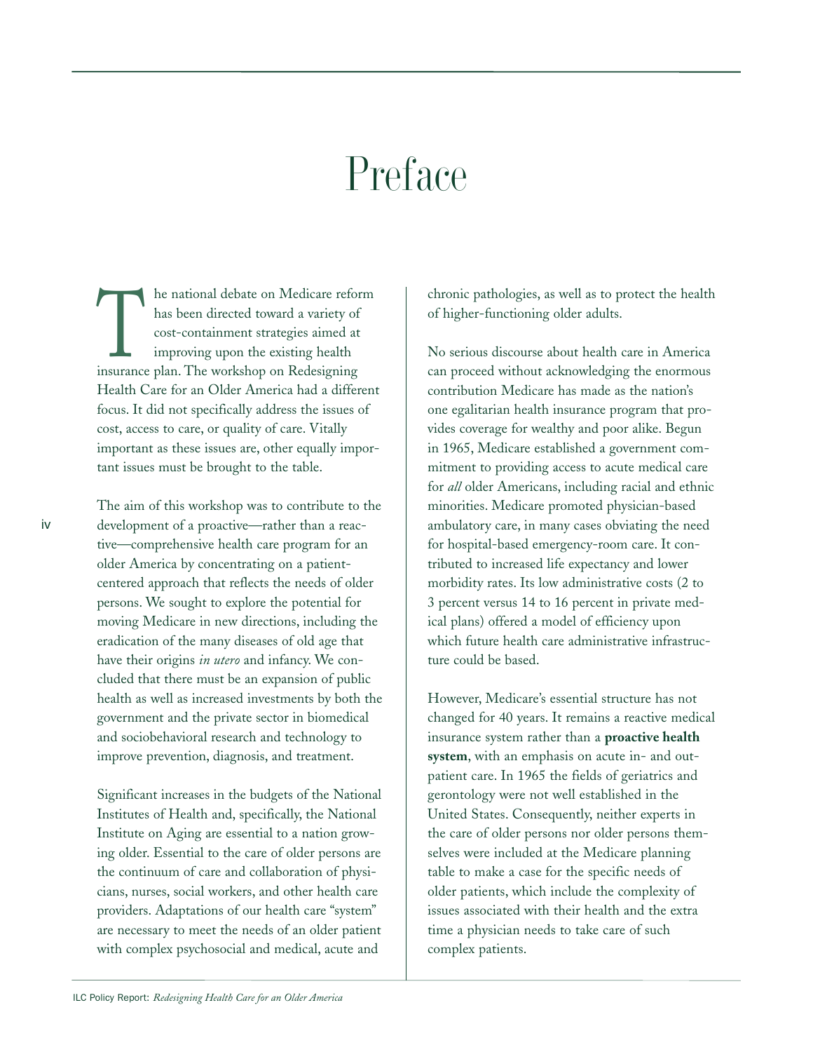# Preface

The national debate on Medicare reform has been directed toward a variety of cost-containment strategies aimed at improving upon the existing health insurance plan. The workshop on Redesigning Health Care for an Older America had a different focus. It did not specifically address the issues of cost, access to care, or quality of care. Vitally important as these issues are, other equally important issues must be brought to the table.

The aim of this workshop was to contribute to the development of a proactive—rather than a reactive—comprehensive health care program for an older America by concentrating on a patient-centered approach that reflects the needs of older persons. We sought to explore the potential for moving Medicare in new directions, including the eradication of the many diseases of old age that have their origins *in utero* and infancy. We concluded that there must be an expansion of public health as well as increased investments by both the government and the private sector in biomedical and sociobehavioral research and technology to improve prevention, diagnosis, and treatment.

Significant increases in the budgets of the National Institutes of Health and, specifically, the National Institute on Aging are essential to a nation growing older. Essential to the care of older persons are the continuum of care and collaboration of physicians, nurses, social workers, and other health care providers. Adaptations of our health care "system" are necessary to meet the needs of an older patient with complex psychosocial and medical, acute and chronic pathologies, as well as to protect the health of higher-functioning older adults.

No serious discourse about health care in America can proceed without acknowledging the enormous contribution Medicare has made as the nation's one egalitarian health insurance program that provides coverage for wealthy and poor alike. Begun in 1965, Medicare established a government commitment to providing access to acute medical care for *all* older Americans, including racial and ethnic minorities. Medicare promoted physician-based ambulatory care, in many cases obviating the need for hospital-based emergency-room care. It contributed to increased life expectancy and lower morbidity rates. Its low administrative costs (2 to 3 percent versus 14 to 16 percent in private medical plans) offered a model of efficiency upon which future health care administrative infrastructure could be based.

However, Medicare's essential structure has not changed for 40 years. It remains a reactive medical insurance system rather than a **proactive health system**, with an emphasis on acute in- and outpatient care. In 1965 the fields of geriatrics and gerontology were not well established in the United States. Consequently, neither experts in the care of older persons nor older persons themselves were included at the Medicare planning table to make a case for the specific needs of older patients, which include the complexity of issues associated with their health and the extra time a physician needs to take care of such complex patients.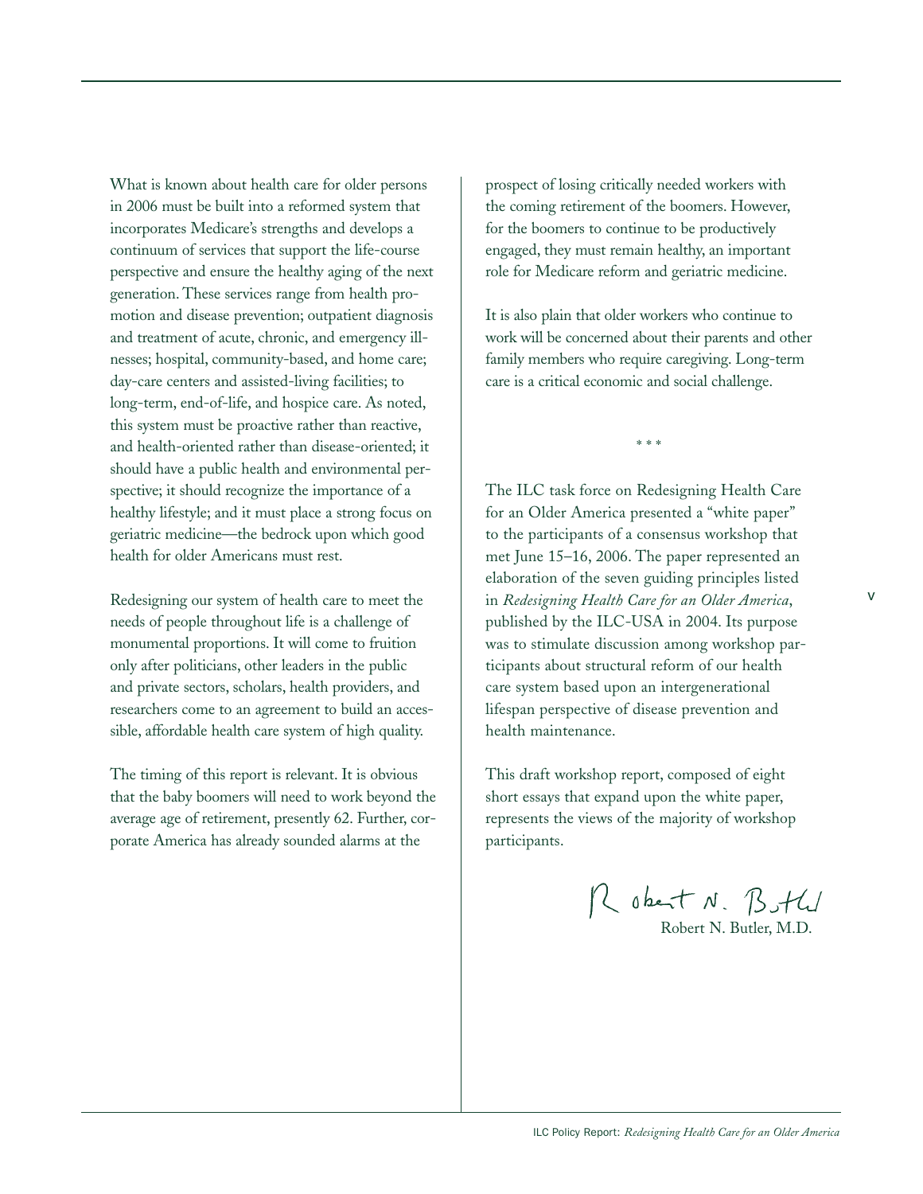What is known about health care for older persons in 2006 must be built into a reformed system that incorporates Medicare's strengths and develops a continuum of services that support the life-course perspective and ensure the healthy aging of the next generation. These services range from health promotion and disease prevention; outpatient diagnosis and treatment of acute, chronic, and emergency illnesses; hospital, community-based, and home care; day-care centers and assisted-living facilities; to long-term, end-of-life, and hospice care. As noted, this system must be proactive rather than reactive, and health-oriented rather than disease-oriented; it should have a public health and environmental perspective; it should recognize the importance of a healthy lifestyle; and it must place a strong focus on geriatric medicine—the bedrock upon which good health for older Americans must rest.

Redesigning our system of health care to meet the needs of people throughout life is a challenge of monumental proportions. It will come to fruition only after politicians, other leaders in the public and private sectors, scholars, health providers, and researchers come to an agreement to build an accessible, affordable health care system of high quality.

The timing of this report is relevant. It is obvious that the baby boomers will need to work beyond the average age of retirement, presently 62. Further, corporate America has already sounded alarms at the prospect of losing critically needed workers with the coming retirement of the boomers. However, for the boomers to continue to be productively engaged, they must remain healthy, an important role for Medicare reform and geriatric medicine.

It is also plain that older workers who continue to work will be concerned about their parents and other family members who require caregiving. Long-term care is a critical economic and social challenge.

\* \* \*

The ILC task force on Redesigning Health Care for an Older America presented a "white paper" to the participants of a consensus workshop that met June 15–16, 2006. The paper represented an elaboration of the seven guiding principles listed in *Redesigning Health Care for an Older America*, published by the ILC-USA in 2004. Its purpose was to stimulate discussion among workshop participants about structural reform of our health care system based upon an intergenerational lifespan perspective of disease prevention and health maintenance.

This draft workshop report, composed of eight short essays that expand upon the white paper, represents the views of the majority of workshop participants.

Robert N. Butler, M.D.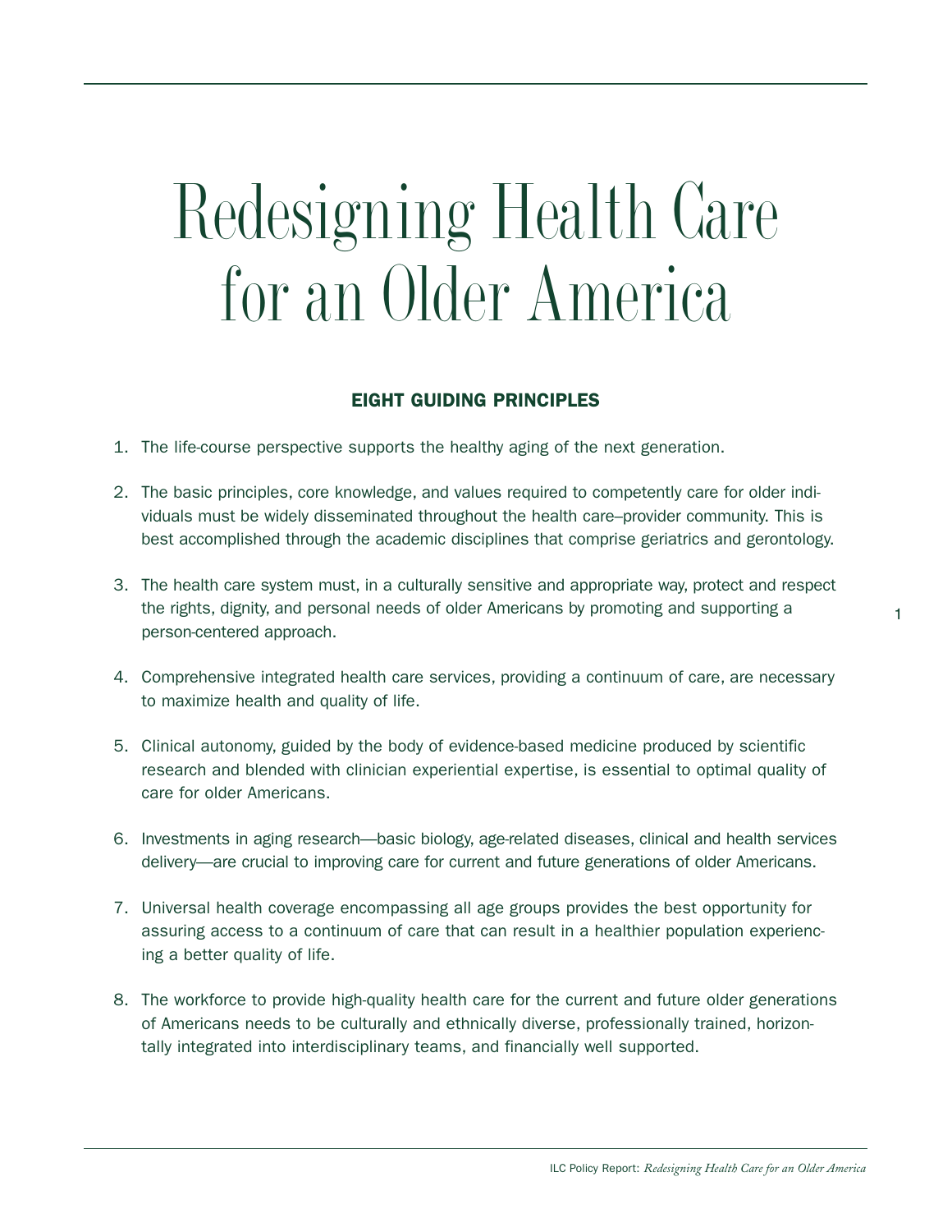# Redesigning Health Care for an Older America

## EIGHT GUIDING PRINCIPLES

1. The life-course perspective supports the healthy aging of the next generation.

2. The basic principles, core knowledge, and values required to competently care for older individuals must be widely disseminated throughout the health care–provider community. This is best accomplished through the academic disciplines that comprise geriatrics and gerontology.

3. The health care system must, in a culturally sensitive and appropriate way, protect and respect the rights, dignity, and personal needs of older Americans by promoting and supporting a person-centered approach.

4. Comprehensive integrated health care services, providing a continuum of care, are necessary to maximize health and quality of life.

5. Clinical autonomy, guided by the body of evidence-based medicine produced by scientific research and blended with clinician experiential expertise, is essential to optimal quality of care for older Americans.

6. Investments in aging research—basic biology, age-related diseases, clinical and health services delivery—are crucial to improving care for current and future generations of older Americans.

7. Universal health coverage encompassing all age groups provides the best opportunity for assuring access to a continuum of care that can result in a healthier population experiencing a better quality of life.

8. The workforce to provide high-quality health care for the current and future older generations of Americans needs to be culturally and ethnically diverse, professionally trained, horizontally integrated into interdisciplinary teams, and financially well supported.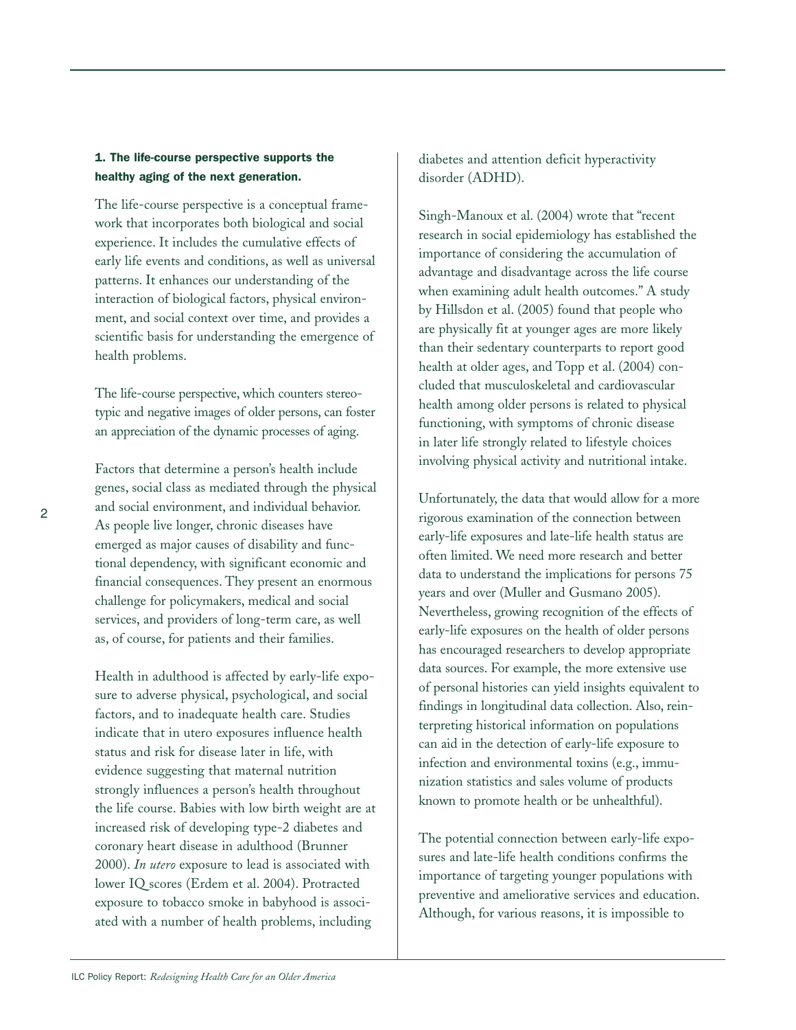**1. The life-course perspective supports the healthy aging of the next generation.**

The life-course perspective is a conceptual framework that incorporates both biological and social experience. It includes the cumulative effects of early life events and conditions, as well as universal patterns. It enhances our understanding of the interaction of biological factors, physical environment, and social context over time, and provides a scientific basis for understanding the emergence of health problems.

The life-course perspective, which counters stereotypic and negative images of older persons, can foster an appreciation of the dynamic processes of aging.

Factors that determine a person's health include genes, social class as mediated through the physical and social environment, and individual behavior. As people live longer, chronic diseases have emerged as major causes of disability and functional dependency, with significant economic and financial consequences. They present an enormous challenge for policymakers, medical and social services, and providers of long-term care, as well as, of course, for patients and their families.

Health in adulthood is affected by early-life exposure to adverse physical, psychological, and social factors, and to inadequate health care. Studies indicate that in utero exposures influence health status and risk for disease later in life, with evidence suggesting that maternal nutrition strongly influences a person's health throughout the life course. Babies with low birth weight are at increased risk of developing type-2 diabetes and coronary heart disease in adulthood (Brunner 2000). *In utero* exposure to lead is associated with lower IQ scores (Erdem et al. 2004). Protracted exposure to tobacco smoke in babyhood is associated with a number of health problems, including diabetes and attention deficit hyperactivity disorder (ADHD).

Singh-Manoux et al. (2004) wrote that "recent research in social epidemiology has established the importance of considering the accumulation of advantage and disadvantage across the life course when examining adult health outcomes." A study by Hillsdon et al. (2005) found that people who are physically fit at younger ages are more likely than their sedentary counterparts to report good health at older ages, and Topp et al. (2004) concluded that musculoskeletal and cardiovascular health among older persons is related to physical functioning, with symptoms of chronic disease in later life strongly related to lifestyle choices involving physical activity and nutritional intake.

Unfortunately, the data that would allow for a more rigorous examination of the connection between early-life exposures and late-life health status are often limited. We need more research and better data to understand the implications for persons 75 years and over (Muller and Gusmano 2005). Nevertheless, growing recognition of the effects of early-life exposures on the health of older persons has encouraged researchers to develop appropriate data sources. For example, the more extensive use of personal histories can yield insights equivalent to findings in longitudinal data collection. Also, reinterpreting historical information on populations can aid in the detection of early-life exposure to infection and environmental toxins (e.g., immunization statistics and sales volume of products known to promote health or be unhealthful).

The potential connection between early-life exposures and late-life health conditions confirms the importance of targeting younger populations with preventive and ameliorative services and education. Although, for various reasons, it is impossible to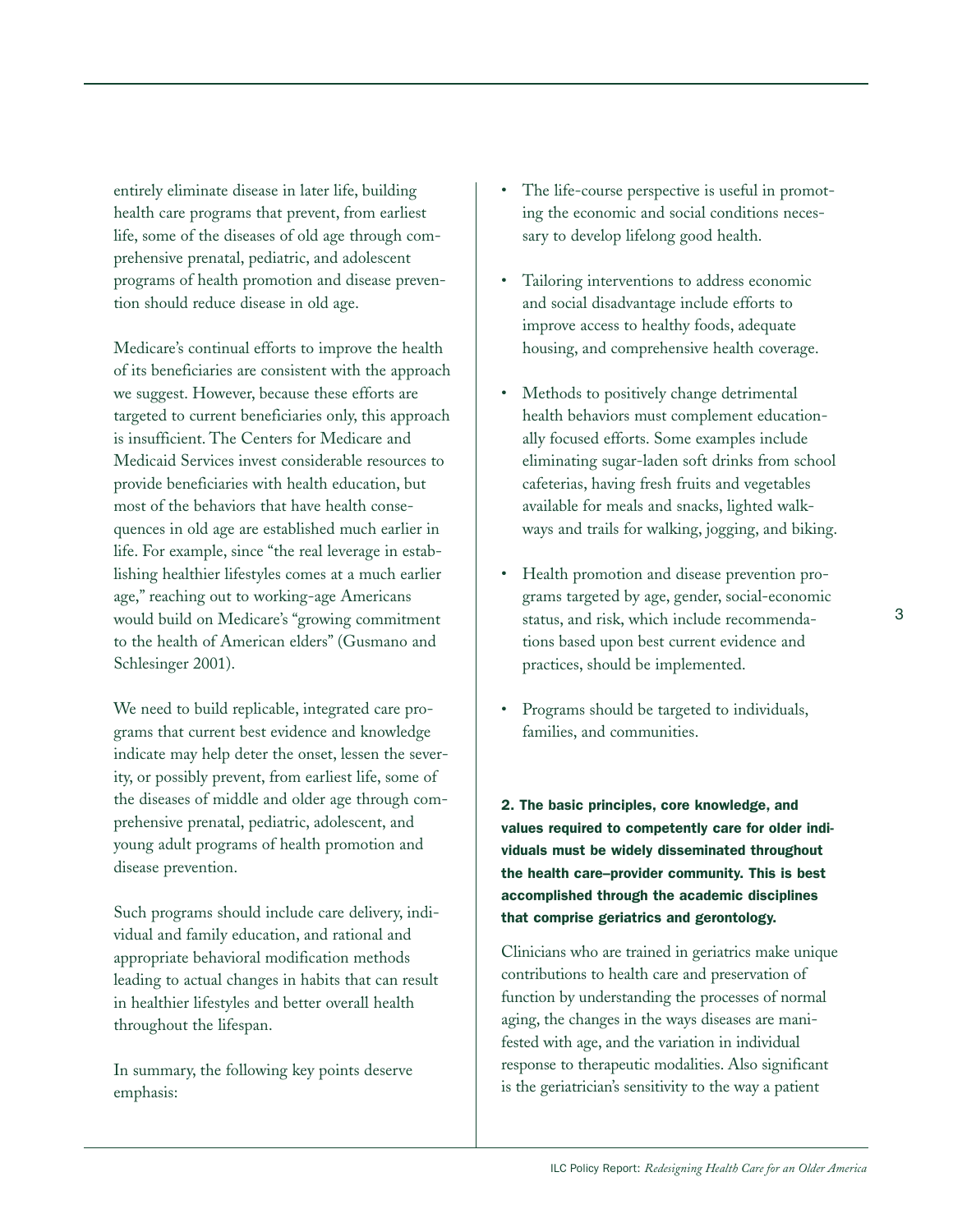entirely eliminate disease in later life, building health care programs that prevent, from earliest life, some of the diseases of old age through comprehensive prenatal, pediatric, and adolescent programs of health promotion and disease prevention should reduce disease in old age.

Medicare's continual efforts to improve the health of its beneficiaries are consistent with the approach we suggest. However, because these efforts are targeted to current beneficiaries only, this approach is insufficient. The Centers for Medicare and Medicaid Services invest considerable resources to provide beneficiaries with health education, but most of the behaviors that have health consequences in old age are established much earlier in life. For example, since "the real leverage in establishing healthier lifestyles comes at a much earlier age," reaching out to working-age Americans would build on Medicare's "growing commitment to the health of American elders" (Gusmano and Schlesinger 2001).

We need to build replicable, integrated care programs that current best evidence and knowledge indicate may help deter the onset, lessen the severity, or possibly prevent, from earliest life, some of the diseases of middle and older age through comprehensive prenatal, pediatric, adolescent, and young adult programs of health promotion and disease prevention.

Such programs should include care delivery, individual and family education, and rational and appropriate behavioral modification methods leading to actual changes in habits that can result in healthier lifestyles and better overall health throughout the lifespan.

In summary, the following key points deserve emphasis:

- The life-course perspective is useful in promoting the economic and social conditions necessary to develop lifelong good health.
- Tailoring interventions to address economic and social disadvantage include efforts to improve access to healthy foods, adequate housing, and comprehensive health coverage.
- Methods to positively change detrimental health behaviors must complement educationally focused efforts. Some examples include eliminating sugar-laden soft drinks from school cafeterias, having fresh fruits and vegetables available for meals and snacks, lighted walkways and trails for walking, jogging, and biking.
- Health promotion and disease prevention programs targeted by age, gender, social-economic status, and risk, which include recommendations based upon best current evidence and practices, should be implemented.
- Programs should be targeted to individuals, families, and communities.

**2. The basic principles, core knowledge, and values required to competently care for older individuals must be widely disseminated throughout the health care–provider community. This is best accomplished through the academic disciplines that comprise geriatrics and gerontology.**

Clinicians who are trained in geriatrics make unique contributions to health care and preservation of function by understanding the processes of normal aging, the changes in the ways diseases are manifested with age, and the variation in individual response to therapeutic modalities. Also significant is the geriatrician's sensitivity to the way a patient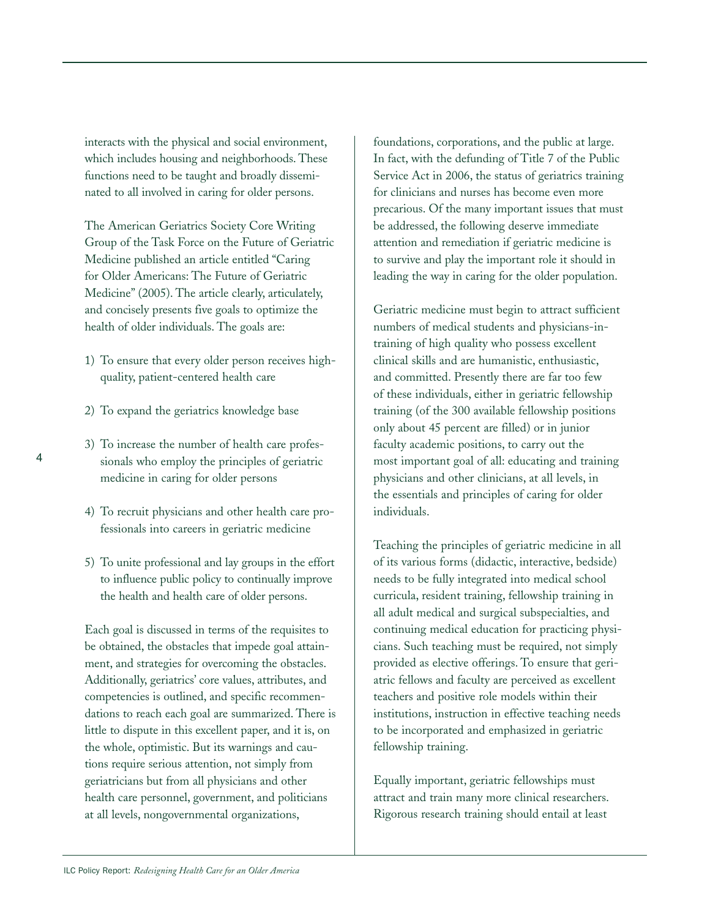interacts with the physical and social environment, which includes housing and neighborhoods. These functions need to be taught and broadly disseminated to all involved in caring for older persons.

The American Geriatrics Society Core Writing Group of the Task Force on the Future of Geriatric Medicine published an article entitled "Caring for Older Americans: The Future of Geriatric Medicine" (2005). The article clearly, articulately, and concisely presents five goals to optimize the health of older individuals. The goals are:

1) To ensure that every older person receives high-quality, patient-centered health care
2) To expand the geriatrics knowledge base
3) To increase the number of health care professionals who employ the principles of geriatric medicine in caring for older persons
4) To recruit physicians and other health care professionals into careers in geriatric medicine
5) To unite professional and lay groups in the effort to influence public policy to continually improve the health and health care of older persons.

Each goal is discussed in terms of the requisites to be obtained, the obstacles that impede goal attainment, and strategies for overcoming the obstacles. Additionally, geriatrics' core values, attributes, and competencies is outlined, and specific recommendations to reach each goal are summarized. There is little to dispute in this excellent paper, and it is, on the whole, optimistic. But its warnings and cautions require serious attention, not simply from geriatricians but from all physicians and other health care personnel, government, and politicians at all levels, nongovernmental organizations, foundations, corporations, and the public at large. In fact, with the defunding of Title 7 of the Public Service Act in 2006, the status of geriatrics training for clinicians and nurses has become even more precarious. Of the many important issues that must be addressed, the following deserve immediate attention and remediation if geriatric medicine is to survive and play the important role it should in leading the way in caring for the older population.

Geriatric medicine must begin to attract sufficient numbers of medical students and physicians-in-training of high quality who possess excellent clinical skills and are humanistic, enthusiastic, and committed. Presently there are far too few of these individuals, either in geriatric fellowship training (of the 300 available fellowship positions only about 45 percent are filled) or in junior faculty academic positions, to carry out the most important goal of all: educating and training physicians and other clinicians, at all levels, in the essentials and principles of caring for older individuals.

Teaching the principles of geriatric medicine in all of its various forms (didactic, interactive, bedside) needs to be fully integrated into medical school curricula, resident training, fellowship training in all adult medical and surgical subspecialties, and continuing medical education for practicing physicians. Such teaching must be required, not simply provided as elective offerings. To ensure that geriatric fellows and faculty are perceived as excellent teachers and positive role models within their institutions, instruction in effective teaching needs to be incorporated and emphasized in geriatric fellowship training.

Equally important, geriatric fellowships must attract and train many more clinical researchers. Rigorous research training should entail at least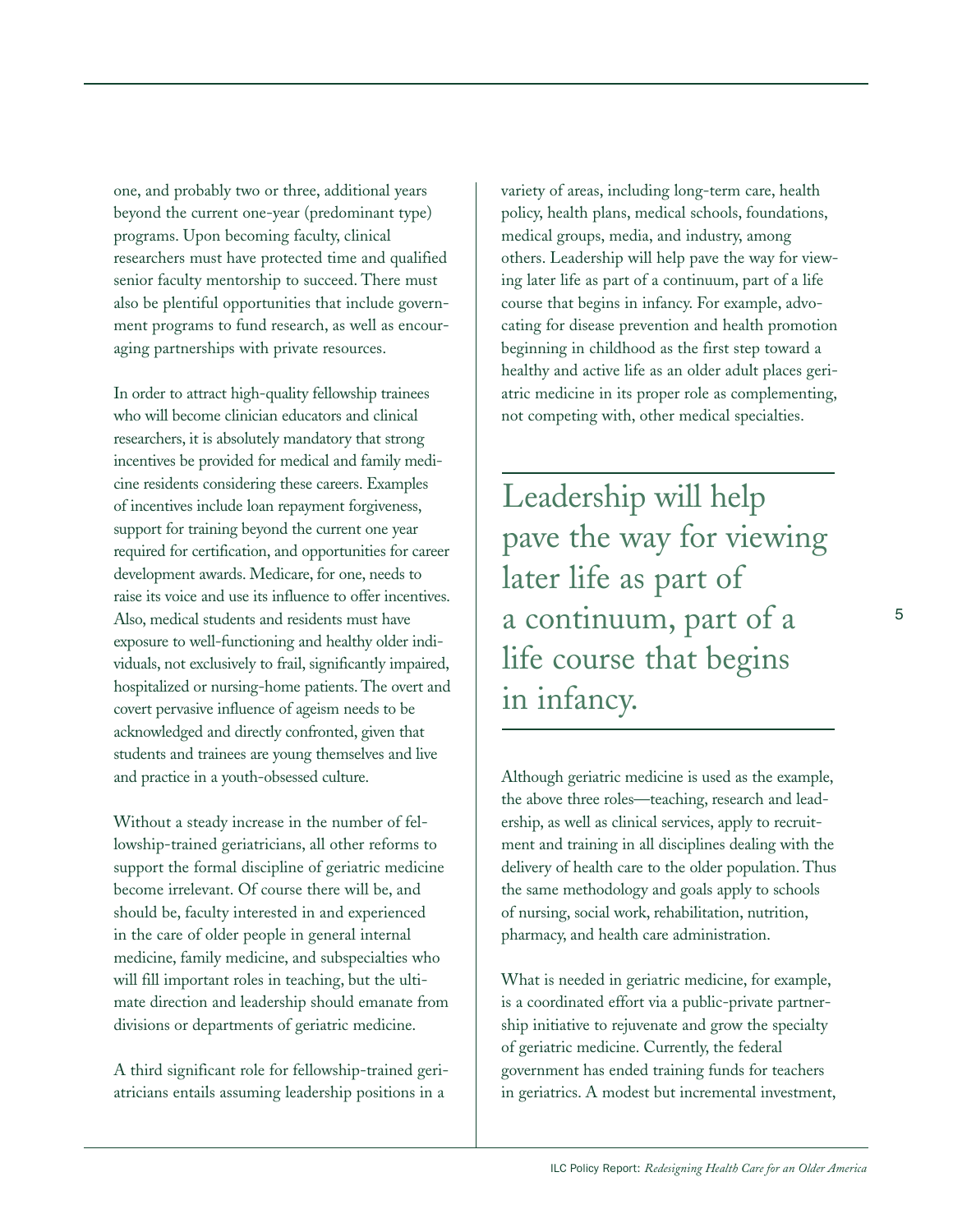one, and probably two or three, additional years beyond the current one-year (predominant type) programs. Upon becoming faculty, clinical researchers must have protected time and qualified senior faculty mentorship to succeed. There must also be plentiful opportunities that include government programs to fund research, as well as encouraging partnerships with private resources.

In order to attract high-quality fellowship trainees who will become clinician educators and clinical researchers, it is absolutely mandatory that strong incentives be provided for medical and family medicine residents considering these careers. Examples of incentives include loan repayment forgiveness, support for training beyond the current one year required for certification, and opportunities for career development awards. Medicare, for one, needs to raise its voice and use its influence to offer incentives. Also, medical students and residents must have exposure to well-functioning and healthy older individuals, not exclusively to frail, significantly impaired, hospitalized or nursing-home patients. The overt and covert pervasive influence of ageism needs to be acknowledged and directly confronted, given that students and trainees are young themselves and live and practice in a youth-obsessed culture.

Without a steady increase in the number of fellowship-trained geriatricians, all other reforms to support the formal discipline of geriatric medicine become irrelevant. Of course there will be, and should be, faculty interested in and experienced in the care of older people in general internal medicine, family medicine, and subspecialties who will fill important roles in teaching, but the ultimate direction and leadership should emanate from divisions or departments of geriatric medicine.

A third significant role for fellowship-trained geriatricians entails assuming leadership positions in a variety of areas, including long-term care, health policy, health plans, medical schools, foundations, medical groups, media, and industry, among others. Leadership will help pave the way for viewing later life as part of a continuum, part of a life course that begins in infancy. For example, advocating for disease prevention and health promotion beginning in childhood as the first step toward a healthy and active life as an older adult places geriatric medicine in its proper role as complementing, not competing with, other medical specialties.

> Leadership will help pave the way for viewing later life as part of a continuum, part of a life course that begins in infancy.

Although geriatric medicine is used as the example, the above three roles—teaching, research and leadership, as well as clinical services, apply to recruitment and training in all disciplines dealing with the delivery of health care to the older population. Thus the same methodology and goals apply to schools of nursing, social work, rehabilitation, nutrition, pharmacy, and health care administration.

What is needed in geriatric medicine, for example, is a coordinated effort via a public-private partnership initiative to rejuvenate and grow the specialty of geriatric medicine. Currently, the federal government has ended training funds for teachers in geriatrics. A modest but incremental investment,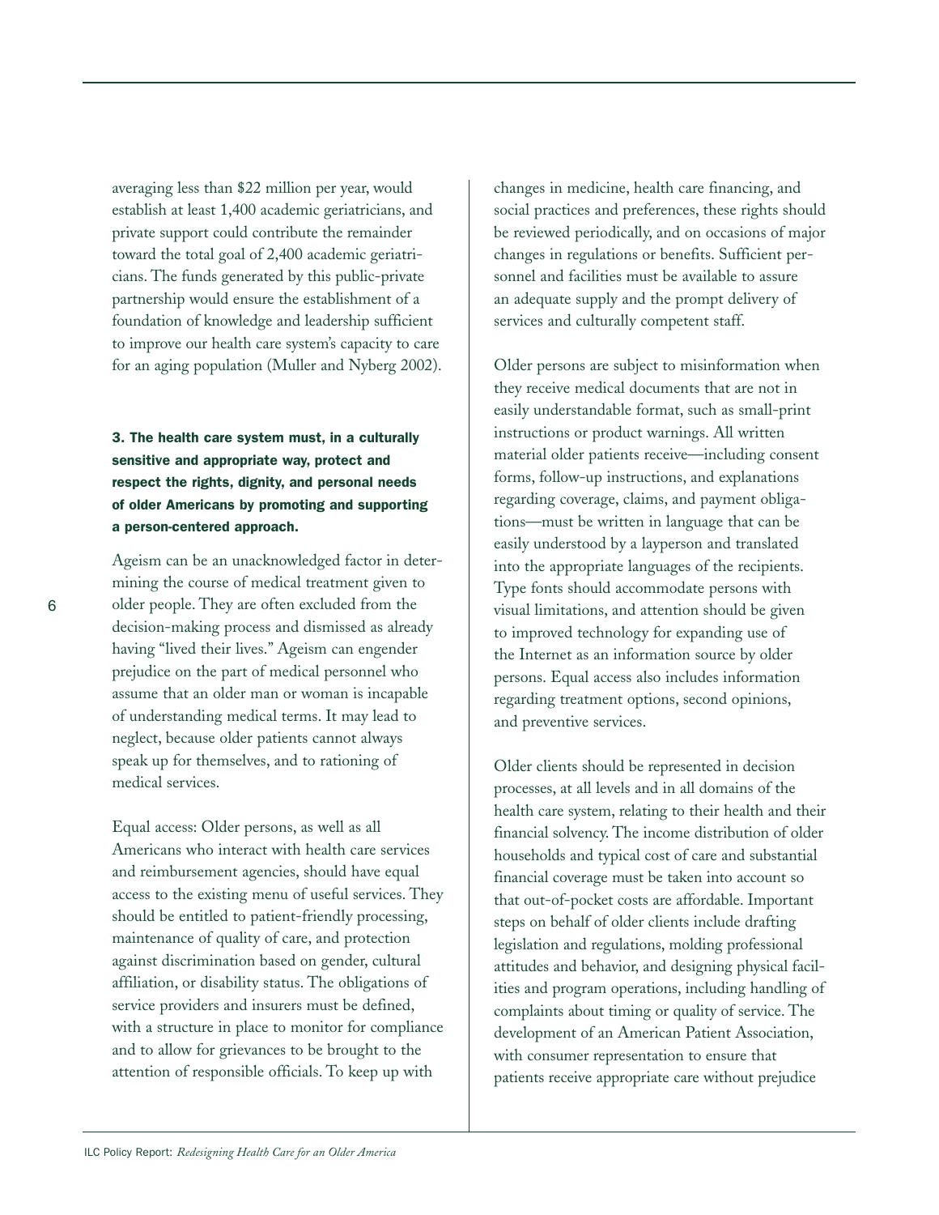averaging less than $22 million per year, would establish at least 1,400 academic geriatricians, and private support could contribute the remainder toward the total goal of 2,400 academic geriatricians. The funds generated by this public-private partnership would ensure the establishment of a foundation of knowledge and leadership sufficient to improve our health care system's capacity to care for an aging population (Muller and Nyberg 2002).

**3. The health care system must, in a culturally sensitive and appropriate way, protect and respect the rights, dignity, and personal needs of older Americans by promoting and supporting a person-centered approach.**

Ageism can be an unacknowledged factor in determining the course of medical treatment given to older people. They are often excluded from the decision-making process and dismissed as already having "lived their lives." Ageism can engender prejudice on the part of medical personnel who assume that an older man or woman is incapable of understanding medical terms. It may lead to neglect, because older patients cannot always speak up for themselves, and to rationing of medical services.

Equal access: Older persons, as well as all Americans who interact with health care services and reimbursement agencies, should have equal access to the existing menu of useful services. They should be entitled to patient-friendly processing, maintenance of quality of care, and protection against discrimination based on gender, cultural affiliation, or disability status. The obligations of service providers and insurers must be defined, with a structure in place to monitor for compliance and to allow for grievances to be brought to the attention of responsible officials. To keep up with changes in medicine, health care financing, and social practices and preferences, these rights should be reviewed periodically, and on occasions of major changes in regulations or benefits. Sufficient personnel and facilities must be available to assure an adequate supply and the prompt delivery of services and culturally competent staff.

Older persons are subject to misinformation when they receive medical documents that are not in easily understandable format, such as small-print instructions or product warnings. All written material older patients receive—including consent forms, follow-up instructions, and explanations regarding coverage, claims, and payment obligations—must be written in language that can be easily understood by a layperson and translated into the appropriate languages of the recipients. Type fonts should accommodate persons with visual limitations, and attention should be given to improved technology for expanding use of the Internet as an information source by older persons. Equal access also includes information regarding treatment options, second opinions, and preventive services.

Older clients should be represented in decision processes, at all levels and in all domains of the health care system, relating to their health and their financial solvency. The income distribution of older households and typical cost of care and substantial financial coverage must be taken into account so that out-of-pocket costs are affordable. Important steps on behalf of older clients include drafting legislation and regulations, molding professional attitudes and behavior, and designing physical facilities and program operations, including handling of complaints about timing or quality of service. The development of an American Patient Association, with consumer representation to ensure that patients receive appropriate care without prejudice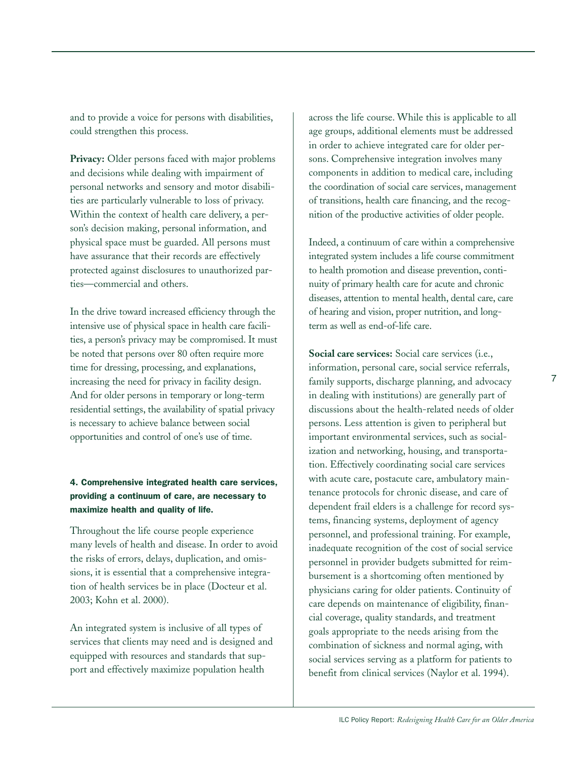and to provide a voice for persons with disabilities, could strengthen this process.

**Privacy:** Older persons faced with major problems and decisions while dealing with impairment of personal networks and sensory and motor disabilities are particularly vulnerable to loss of privacy. Within the context of health care delivery, a person's decision making, personal information, and physical space must be guarded. All persons must have assurance that their records are effectively protected against disclosures to unauthorized parties—commercial and others.

In the drive toward increased efficiency through the intensive use of physical space in health care facilities, a person's privacy may be compromised. It must be noted that persons over 80 often require more time for dressing, processing, and explanations, increasing the need for privacy in facility design. And for older persons in temporary or long-term residential settings, the availability of spatial privacy is necessary to achieve balance between social opportunities and control of one's use of time.

### 4. Comprehensive integrated health care services, providing a continuum of care, are necessary to maximize health and quality of life.

Throughout the life course people experience many levels of health and disease. In order to avoid the risks of errors, delays, duplication, and omissions, it is essential that a comprehensive integration of health services be in place (Docteur et al. 2003; Kohn et al. 2000).

An integrated system is inclusive of all types of services that clients may need and is designed and equipped with resources and standards that support and effectively maximize population health across the life course. While this is applicable to all age groups, additional elements must be addressed in order to achieve integrated care for older persons. Comprehensive integration involves many components in addition to medical care, including the coordination of social care services, management of transitions, health care financing, and the recognition of the productive activities of older people.

Indeed, a continuum of care within a comprehensive integrated system includes a life course commitment to health promotion and disease prevention, continuity of primary health care for acute and chronic diseases, attention to mental health, dental care, care of hearing and vision, proper nutrition, and long-term as well as end-of-life care.

**Social care services:** Social care services (i.e., information, personal care, social service referrals, family supports, discharge planning, and advocacy in dealing with institutions) are generally part of discussions about the health-related needs of older persons. Less attention is given to peripheral but important environmental services, such as socialization and networking, housing, and transportation. Effectively coordinating social care services with acute care, postacute care, ambulatory maintenance protocols for chronic disease, and care of dependent frail elders is a challenge for record systems, financing systems, deployment of agency personnel, and professional training. For example, inadequate recognition of the cost of social service personnel in provider budgets submitted for reimbursement is a shortcoming often mentioned by physicians caring for older patients. Continuity of care depends on maintenance of eligibility, financial coverage, quality standards, and treatment goals appropriate to the needs arising from the combination of sickness and normal aging, with social services serving as a platform for patients to benefit from clinical services (Naylor et al. 1994).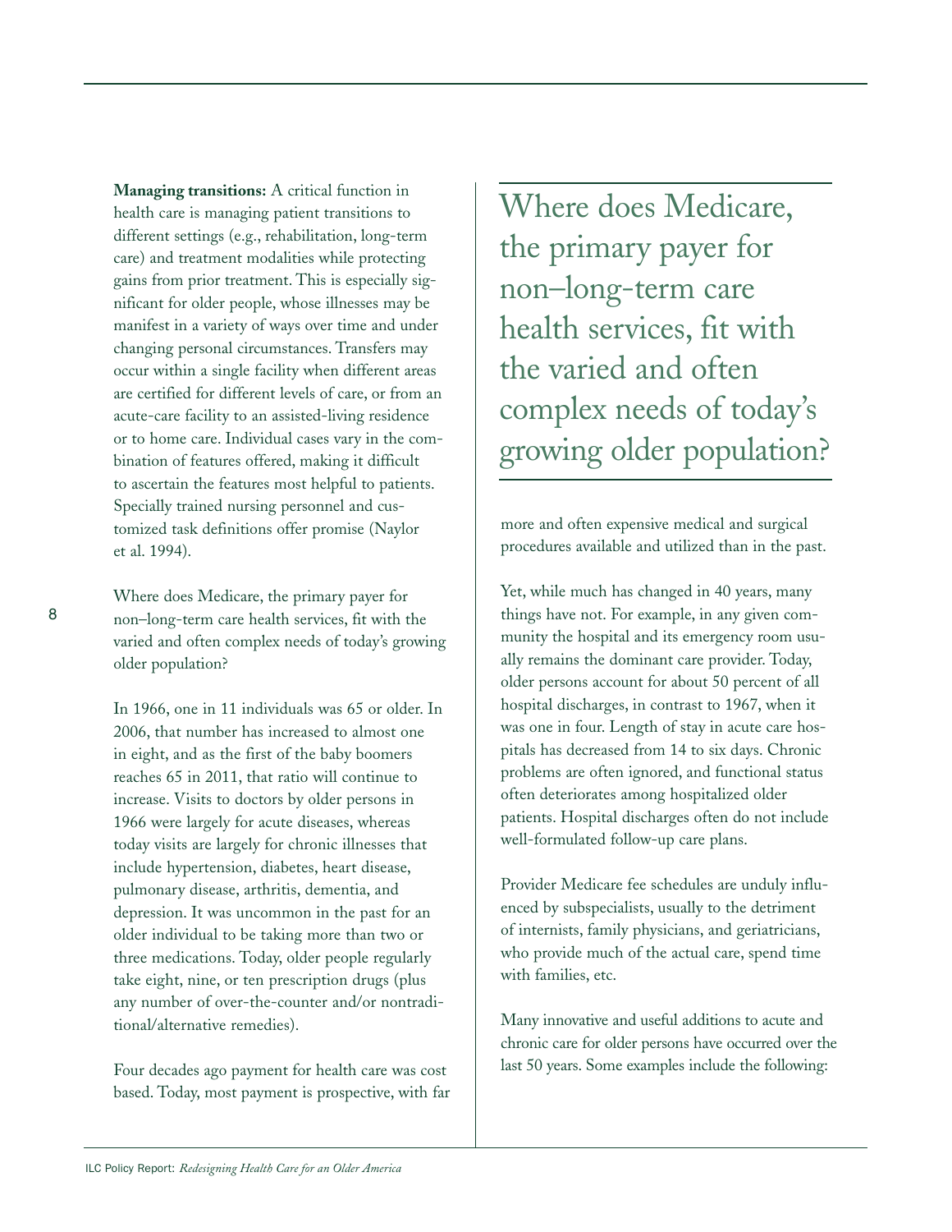**Managing transitions:** A critical function in health care is managing patient transitions to different settings (e.g., rehabilitation, long-term care) and treatment modalities while protecting gains from prior treatment. This is especially significant for older people, whose illnesses may be manifest in a variety of ways over time and under changing personal circumstances. Transfers may occur within a single facility when different areas are certified for different levels of care, or from an acute-care facility to an assisted-living residence or to home care. Individual cases vary in the combination of features offered, making it difficult to ascertain the features most helpful to patients. Specially trained nursing personnel and customized task definitions offer promise (Naylor et al. 1994).

Where does Medicare, the primary payer for non–long-term care health services, fit with the varied and often complex needs of today's growing older population?

In 1966, one in 11 individuals was 65 or older. In 2006, that number has increased to almost one in eight, and as the first of the baby boomers reaches 65 in 2011, that ratio will continue to increase. Visits to doctors by older persons in 1966 were largely for acute diseases, whereas today visits are largely for chronic illnesses that include hypertension, diabetes, heart disease, pulmonary disease, arthritis, dementia, and depression. It was uncommon in the past for an older individual to be taking more than two or three medications. Today, older people regularly take eight, nine, or ten prescription drugs (plus any number of over-the-counter and/or nontraditional/alternative remedies).

Four decades ago payment for health care was cost based. Today, most payment is prospective, with far more and often expensive medical and surgical procedures available and utilized than in the past.

> Where does Medicare, the primary payer for non–long-term care health services, fit with the varied and often complex needs of today's growing older population?

Yet, while much has changed in 40 years, many things have not. For example, in any given community the hospital and its emergency room usually remains the dominant care provider. Today, older persons account for about 50 percent of all hospital discharges, in contrast to 1967, when it was one in four. Length of stay in acute care hospitals has decreased from 14 to six days. Chronic problems are often ignored, and functional status often deteriorates among hospitalized older patients. Hospital discharges often do not include well-formulated follow-up care plans.

Provider Medicare fee schedules are unduly influenced by subspecialists, usually to the detriment of internists, family physicians, and geriatricians, who provide much of the actual care, spend time with families, etc.

Many innovative and useful additions to acute and chronic care for older persons have occurred over the last 50 years. Some examples include the following: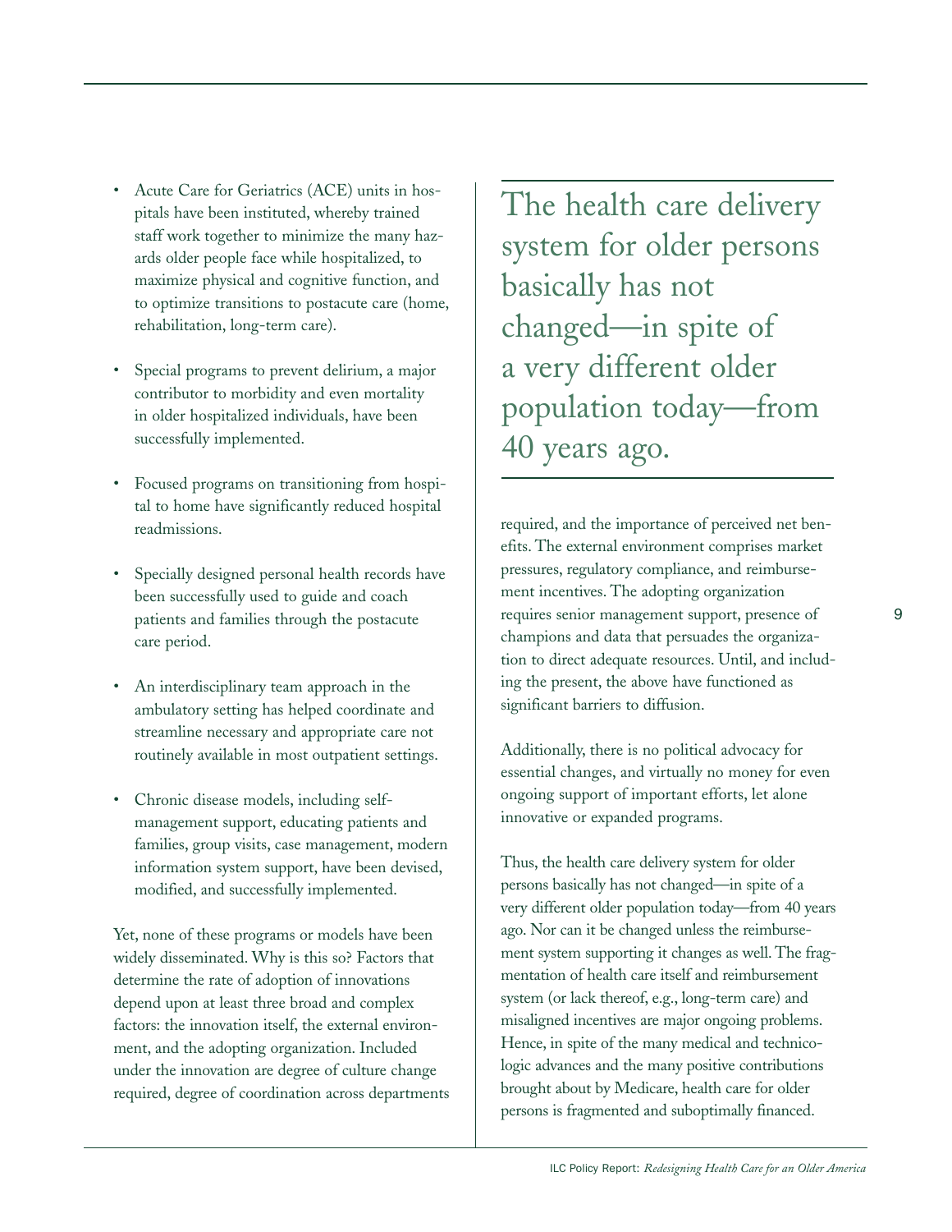- Acute Care for Geriatrics (ACE) units in hospitals have been instituted, whereby trained staff work together to minimize the many hazards older people face while hospitalized, to maximize physical and cognitive function, and to optimize transitions to postacute care (home, rehabilitation, long-term care).

- Special programs to prevent delirium, a major contributor to morbidity and even mortality in older hospitalized individuals, have been successfully implemented.

- Focused programs on transitioning from hospital to home have significantly reduced hospital readmissions.

- Specially designed personal health records have been successfully used to guide and coach patients and families through the postacute care period.

- An interdisciplinary team approach in the ambulatory setting has helped coordinate and streamline necessary and appropriate care not routinely available in most outpatient settings.

- Chronic disease models, including self-management support, educating patients and families, group visits, case management, modern information system support, have been devised, modified, and successfully implemented.

Yet, none of these programs or models have been widely disseminated. Why is this so? Factors that determine the rate of adoption of innovations depend upon at least three broad and complex factors: the innovation itself, the external environment, and the adopting organization. Included under the innovation are degree of culture change required, degree of coordination across departments required, and the importance of perceived net benefits. The external environment comprises market pressures, regulatory compliance, and reimbursement incentives. The adopting organization requires senior management support, presence of champions and data that persuades the organization to direct adequate resources. Until, and including the present, the above have functioned as significant barriers to diffusion.

> The health care delivery system for older persons basically has not changed—in spite of a very different older population today—from 40 years ago.

Additionally, there is no political advocacy for essential changes, and virtually no money for even ongoing support of important efforts, let alone innovative or expanded programs.

Thus, the health care delivery system for older persons basically has not changed—in spite of a very different older population today—from 40 years ago. Nor can it be changed unless the reimbursement system supporting it changes as well. The fragmentation of health care itself and reimbursement system (or lack thereof, e.g., long-term care) and misaligned incentives are major ongoing problems. Hence, in spite of the many medical and technicologic advances and the many positive contributions brought about by Medicare, health care for older persons is fragmented and suboptimally financed.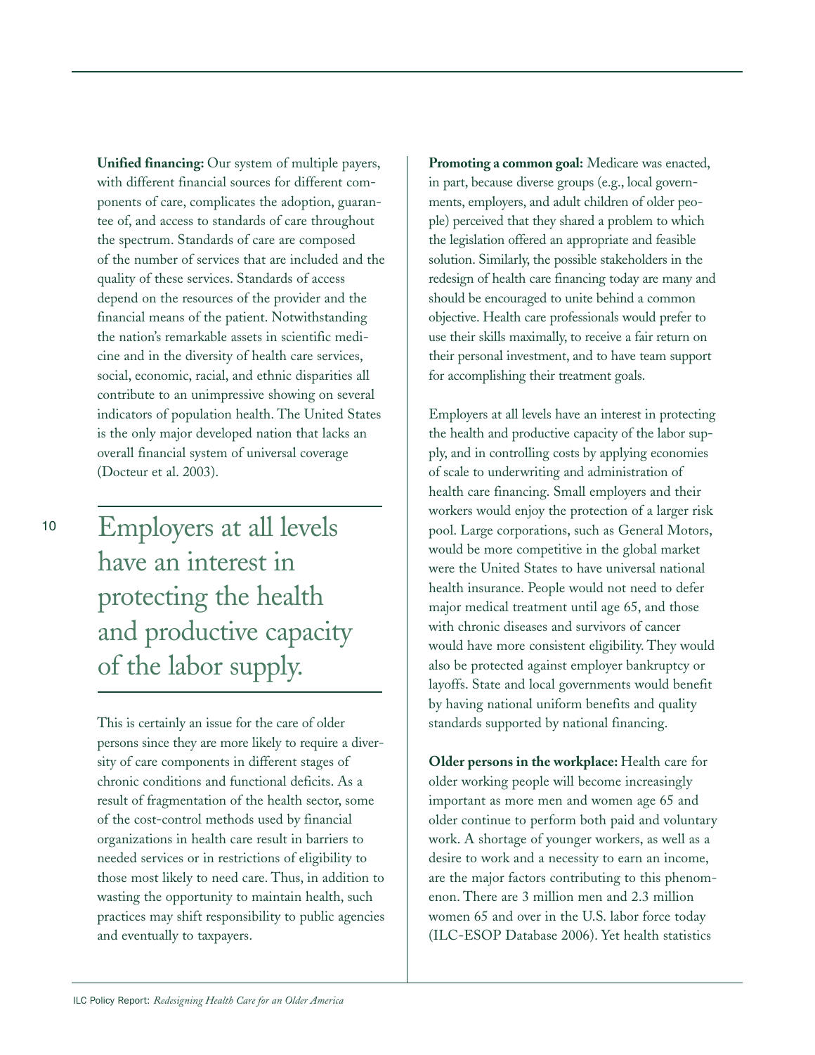**Unified financing:** Our system of multiple payers, with different financial sources for different components of care, complicates the adoption, guarantee of, and access to standards of care throughout the spectrum. Standards of care are composed of the number of services that are included and the quality of these services. Standards of access depend on the resources of the provider and the financial means of the patient. Notwithstanding the nation's remarkable assets in scientific medicine and in the diversity of health care services, social, economic, racial, and ethnic disparities all contribute to an unimpressive showing on several indicators of population health. The United States is the only major developed nation that lacks an overall financial system of universal coverage (Docteur et al. 2003).

> Employers at all levels have an interest in protecting the health and productive capacity of the labor supply.

This is certainly an issue for the care of older persons since they are more likely to require a diversity of care components in different stages of chronic conditions and functional deficits. As a result of fragmentation of the health sector, some of the cost-control methods used by financial organizations in health care result in barriers to needed services or in restrictions of eligibility to those most likely to need care. Thus, in addition to wasting the opportunity to maintain health, such practices may shift responsibility to public agencies and eventually to taxpayers.

**Promoting a common goal:** Medicare was enacted, in part, because diverse groups (e.g., local governments, employers, and adult children of older people) perceived that they shared a problem to which the legislation offered an appropriate and feasible solution. Similarly, the possible stakeholders in the redesign of health care financing today are many and should be encouraged to unite behind a common objective. Health care professionals would prefer to use their skills maximally, to receive a fair return on their personal investment, and to have team support for accomplishing their treatment goals.

Employers at all levels have an interest in protecting the health and productive capacity of the labor supply, and in controlling costs by applying economies of scale to underwriting and administration of health care financing. Small employers and their workers would enjoy the protection of a larger risk pool. Large corporations, such as General Motors, would be more competitive in the global market were the United States to have universal national health insurance. People would not need to defer major medical treatment until age 65, and those with chronic diseases and survivors of cancer would have more consistent eligibility. They would also be protected against employer bankruptcy or layoffs. State and local governments would benefit by having national uniform benefits and quality standards supported by national financing.

**Older persons in the workplace:** Health care for older working people will become increasingly important as more men and women age 65 and older continue to perform both paid and voluntary work. A shortage of younger workers, as well as a desire to work and a necessity to earn an income, are the major factors contributing to this phenomenon. There are 3 million men and 2.3 million women 65 and over in the U.S. labor force today (ILC-ESOP Database 2006). Yet health statistics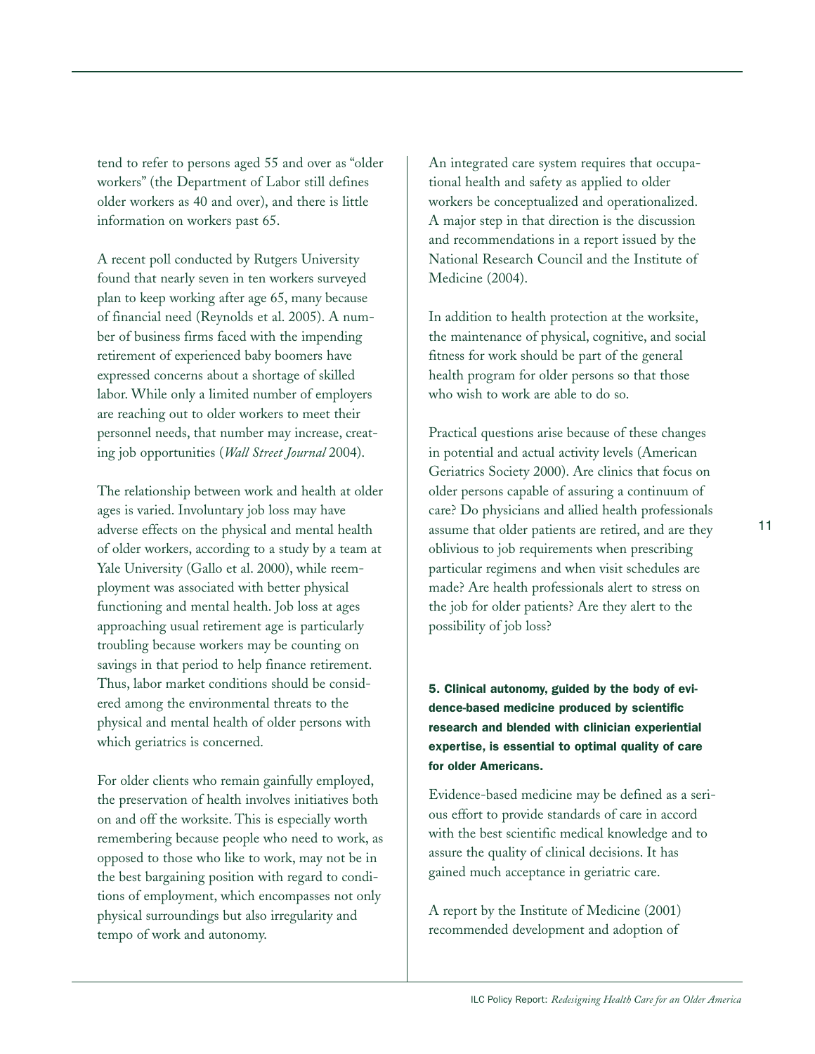tend to refer to persons aged 55 and over as "older workers" (the Department of Labor still defines older workers as 40 and over), and there is little information on workers past 65.

A recent poll conducted by Rutgers University found that nearly seven in ten workers surveyed plan to keep working after age 65, many because of financial need (Reynolds et al. 2005). A number of business firms faced with the impending retirement of experienced baby boomers have expressed concerns about a shortage of skilled labor. While only a limited number of employers are reaching out to older workers to meet their personnel needs, that number may increase, creating job opportunities (*Wall Street Journal* 2004).

The relationship between work and health at older ages is varied. Involuntary job loss may have adverse effects on the physical and mental health of older workers, according to a study by a team at Yale University (Gallo et al. 2000), while reemployment was associated with better physical functioning and mental health. Job loss at ages approaching usual retirement age is particularly troubling because workers may be counting on savings in that period to help finance retirement. Thus, labor market conditions should be considered among the environmental threats to the physical and mental health of older persons with which geriatrics is concerned.

For older clients who remain gainfully employed, the preservation of health involves initiatives both on and off the worksite. This is especially worth remembering because people who need to work, as opposed to those who like to work, may not be in the best bargaining position with regard to conditions of employment, which encompasses not only physical surroundings but also irregularity and tempo of work and autonomy.

An integrated care system requires that occupational health and safety as applied to older workers be conceptualized and operationalized. A major step in that direction is the discussion and recommendations in a report issued by the National Research Council and the Institute of Medicine (2004).

In addition to health protection at the worksite, the maintenance of physical, cognitive, and social fitness for work should be part of the general health program for older persons so that those who wish to work are able to do so.

Practical questions arise because of these changes in potential and actual activity levels (American Geriatrics Society 2000). Are clinics that focus on older persons capable of assuring a continuum of care? Do physicians and allied health professionals assume that older patients are retired, and are they oblivious to job requirements when prescribing particular regimens and when visit schedules are made? Are health professionals alert to stress on the job for older patients? Are they alert to the possibility of job loss?

**5. Clinical autonomy, guided by the body of evidence-based medicine produced by scientific research and blended with clinician experiential expertise, is essential to optimal quality of care for older Americans.**

Evidence-based medicine may be defined as a serious effort to provide standards of care in accord with the best scientific medical knowledge and to assure the quality of clinical decisions. It has gained much acceptance in geriatric care.

A report by the Institute of Medicine (2001) recommended development and adoption of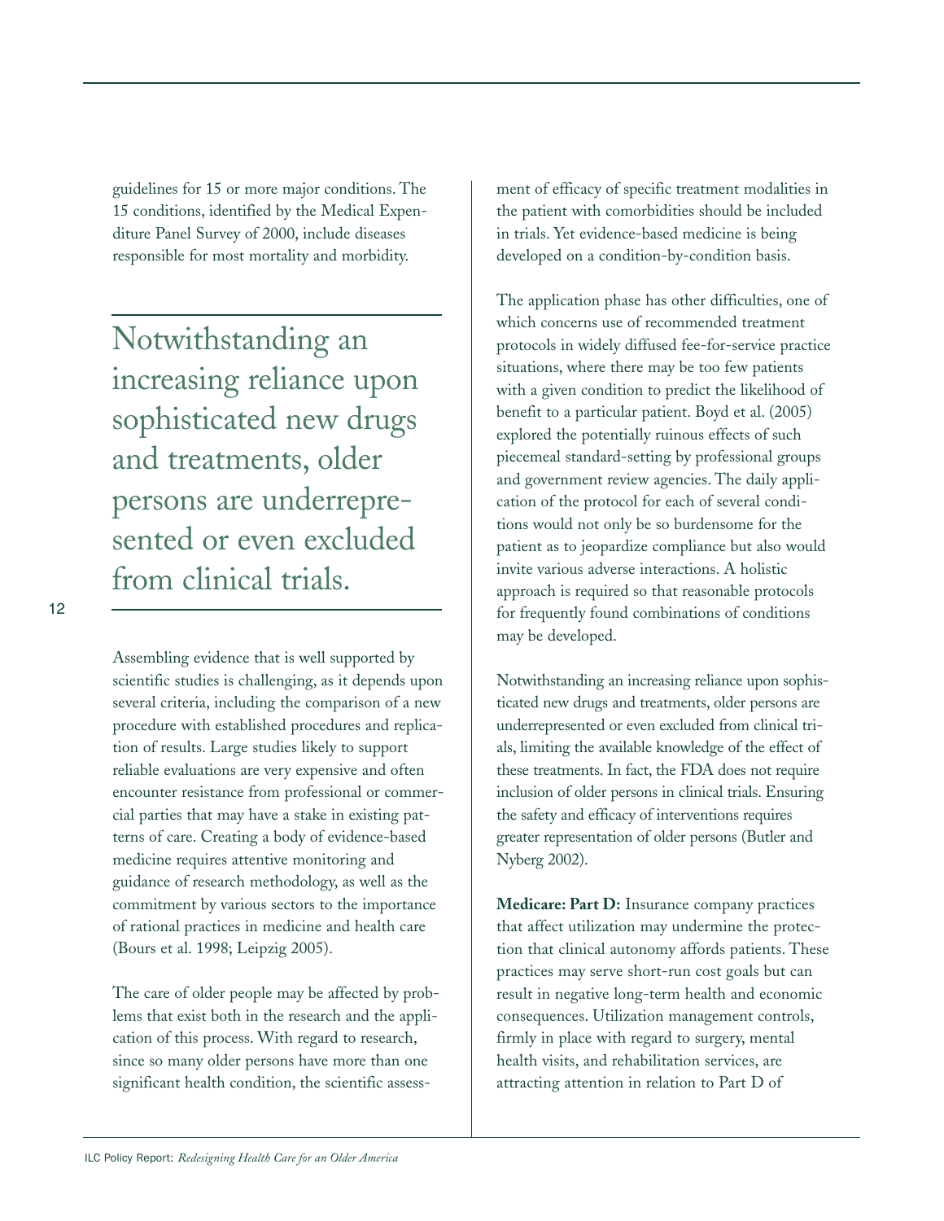guidelines for 15 or more major conditions. The 15 conditions, identified by the Medical Expenditure Panel Survey of 2000, include diseases responsible for most mortality and morbidity.

> Notwithstanding an increasing reliance upon sophisticated new drugs and treatments, older persons are underrepresented or even excluded from clinical trials.

Assembling evidence that is well supported by scientific studies is challenging, as it depends upon several criteria, including the comparison of a new procedure with established procedures and replication of results. Large studies likely to support reliable evaluations are very expensive and often encounter resistance from professional or commercial parties that may have a stake in existing patterns of care. Creating a body of evidence-based medicine requires attentive monitoring and guidance of research methodology, as well as the commitment by various sectors to the importance of rational practices in medicine and health care (Bours et al. 1998; Leipzig 2005).

The care of older people may be affected by problems that exist both in the research and the application of this process. With regard to research, since so many older persons have more than one significant health condition, the scientific assessment of efficacy of specific treatment modalities in the patient with comorbidities should be included in trials. Yet evidence-based medicine is being developed on a condition-by-condition basis.

The application phase has other difficulties, one of which concerns use of recommended treatment protocols in widely diffused fee-for-service practice situations, where there may be too few patients with a given condition to predict the likelihood of benefit to a particular patient. Boyd et al. (2005) explored the potentially ruinous effects of such piecemeal standard-setting by professional groups and government review agencies. The daily application of the protocol for each of several conditions would not only be so burdensome for the patient as to jeopardize compliance but also would invite various adverse interactions. A holistic approach is required so that reasonable protocols for frequently found combinations of conditions may be developed.

Notwithstanding an increasing reliance upon sophisticated new drugs and treatments, older persons are underrepresented or even excluded from clinical trials, limiting the available knowledge of the effect of these treatments. In fact, the FDA does not require inclusion of older persons in clinical trials. Ensuring the safety and efficacy of interventions requires greater representation of older persons (Butler and Nyberg 2002).

**Medicare: Part D:** Insurance company practices that affect utilization may undermine the protection that clinical autonomy affords patients. These practices may serve short-run cost goals but can result in negative long-term health and economic consequences. Utilization management controls, firmly in place with regard to surgery, mental health visits, and rehabilitation services, are attracting attention in relation to Part D of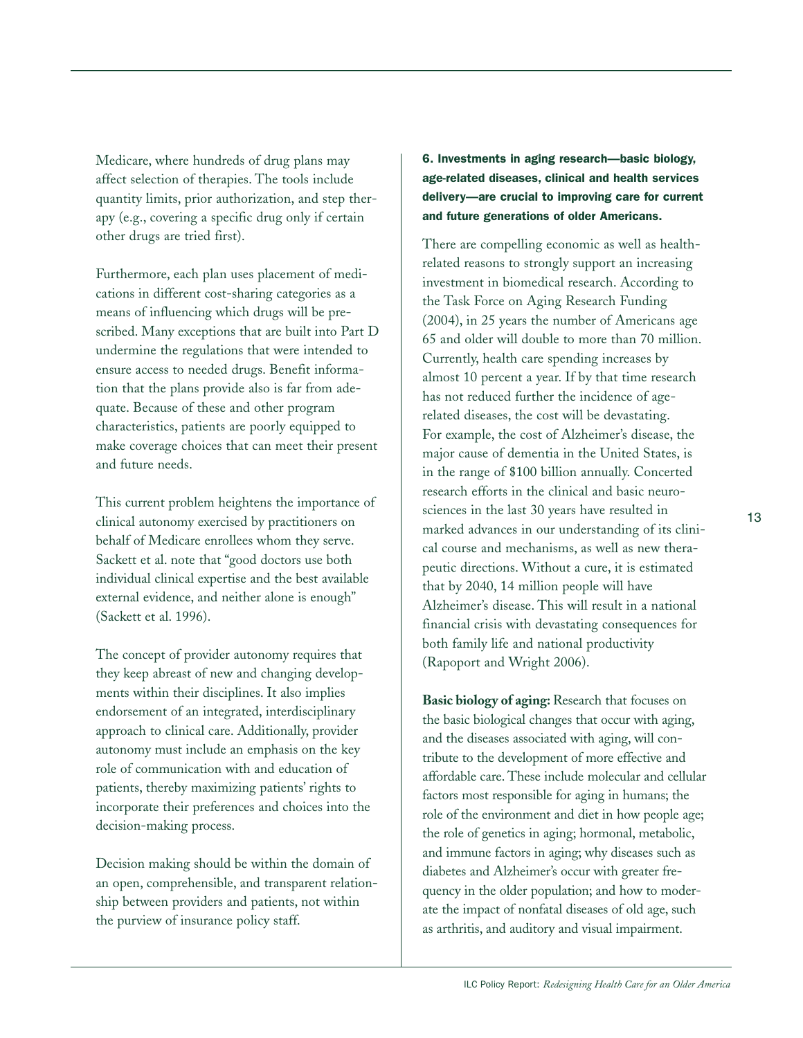Medicare, where hundreds of drug plans may affect selection of therapies. The tools include quantity limits, prior authorization, and step therapy (e.g., covering a specific drug only if certain other drugs are tried first).

Furthermore, each plan uses placement of medications in different cost-sharing categories as a means of influencing which drugs will be prescribed. Many exceptions that are built into Part D undermine the regulations that were intended to ensure access to needed drugs. Benefit information that the plans provide also is far from adequate. Because of these and other program characteristics, patients are poorly equipped to make coverage choices that can meet their present and future needs.

This current problem heightens the importance of clinical autonomy exercised by practitioners on behalf of Medicare enrollees whom they serve. Sackett et al. note that "good doctors use both individual clinical expertise and the best available external evidence, and neither alone is enough" (Sackett et al. 1996).

The concept of provider autonomy requires that they keep abreast of new and changing developments within their disciplines. It also implies endorsement of an integrated, interdisciplinary approach to clinical care. Additionally, provider autonomy must include an emphasis on the key role of communication with and education of patients, thereby maximizing patients' rights to incorporate their preferences and choices into the decision-making process.

Decision making should be within the domain of an open, comprehensible, and transparent relationship between providers and patients, not within the purview of insurance policy staff.

**6. Investments in aging research—basic biology, age-related diseases, clinical and health services delivery—are crucial to improving care for current and future generations of older Americans.**

There are compelling economic as well as health-related reasons to strongly support an increasing investment in biomedical research. According to the Task Force on Aging Research Funding (2004), in 25 years the number of Americans age 65 and older will double to more than 70 million. Currently, health care spending increases by almost 10 percent a year. If by that time research has not reduced further the incidence of age-related diseases, the cost will be devastating. For example, the cost of Alzheimer's disease, the major cause of dementia in the United States, is in the range of $100 billion annually. Concerted research efforts in the clinical and basic neurosciences in the last 30 years have resulted in marked advances in our understanding of its clinical course and mechanisms, as well as new therapeutic directions. Without a cure, it is estimated that by 2040, 14 million people will have Alzheimer's disease. This will result in a national financial crisis with devastating consequences for both family life and national productivity (Rapoport and Wright 2006).

**Basic biology of aging:** Research that focuses on the basic biological changes that occur with aging, and the diseases associated with aging, will contribute to the development of more effective and affordable care. These include molecular and cellular factors most responsible for aging in humans; the role of the environment and diet in how people age; the role of genetics in aging; hormonal, metabolic, and immune factors in aging; why diseases such as diabetes and Alzheimer's occur with greater frequency in the older population; and how to moderate the impact of nonfatal diseases of old age, such as arthritis, and auditory and visual impairment.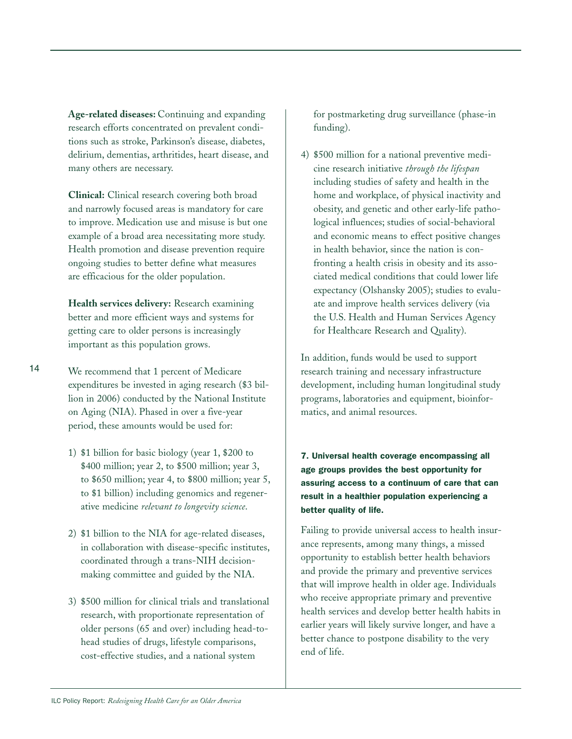**Age-related diseases:** Continuing and expanding research efforts concentrated on prevalent conditions such as stroke, Parkinson's disease, diabetes, delirium, dementias, arthritides, heart disease, and many others are necessary.

**Clinical:** Clinical research covering both broad and narrowly focused areas is mandatory for care to improve. Medication use and misuse is but one example of a broad area necessitating more study. Health promotion and disease prevention require ongoing studies to better define what measures are efficacious for the older population.

**Health services delivery:** Research examining better and more efficient ways and systems for getting care to older persons is increasingly important as this population grows.

We recommend that 1 percent of Medicare expenditures be invested in aging research ($3 billion in 2006) conducted by the National Institute on Aging (NIA). Phased in over a five-year period, these amounts would be used for:

1) $1 billion for basic biology (year 1, $200 to $400 million; year 2, to $500 million; year 3, to $650 million; year 4, to $800 million; year 5, to $1 billion) including genomics and regenerative medicine *relevant to longevity science*.

2) $1 billion to the NIA for age-related diseases, in collaboration with disease-specific institutes, coordinated through a trans-NIH decision-making committee and guided by the NIA.

3) $500 million for clinical trials and translational research, with proportionate representation of older persons (65 and over) including head-to-head studies of drugs, lifestyle comparisons, cost-effective studies, and a national system for postmarketing drug surveillance (phase-in funding).

4) $500 million for a national preventive medicine research initiative *through the lifespan* including studies of safety and health in the home and workplace, of physical inactivity and obesity, and genetic and other early-life pathological influences; studies of social-behavioral and economic means to effect positive changes in health behavior, since the nation is confronting a health crisis in obesity and its associated medical conditions that could lower life expectancy (Olshansky 2005); studies to evaluate and improve health services delivery (via the U.S. Health and Human Services Agency for Healthcare Research and Quality).

In addition, funds would be used to support research training and necessary infrastructure development, including human longitudinal study programs, laboratories and equipment, bioinformatics, and animal resources.

### 7. Universal health coverage encompassing all age groups provides the best opportunity for assuring access to a continuum of care that can result in a healthier population experiencing a better quality of life.

Failing to provide universal access to health insurance represents, among many things, a missed opportunity to establish better health behaviors and provide the primary and preventive services that will improve health in older age. Individuals who receive appropriate primary and preventive health services and develop better health habits in earlier years will likely survive longer, and have a better chance to postpone disability to the very end of life.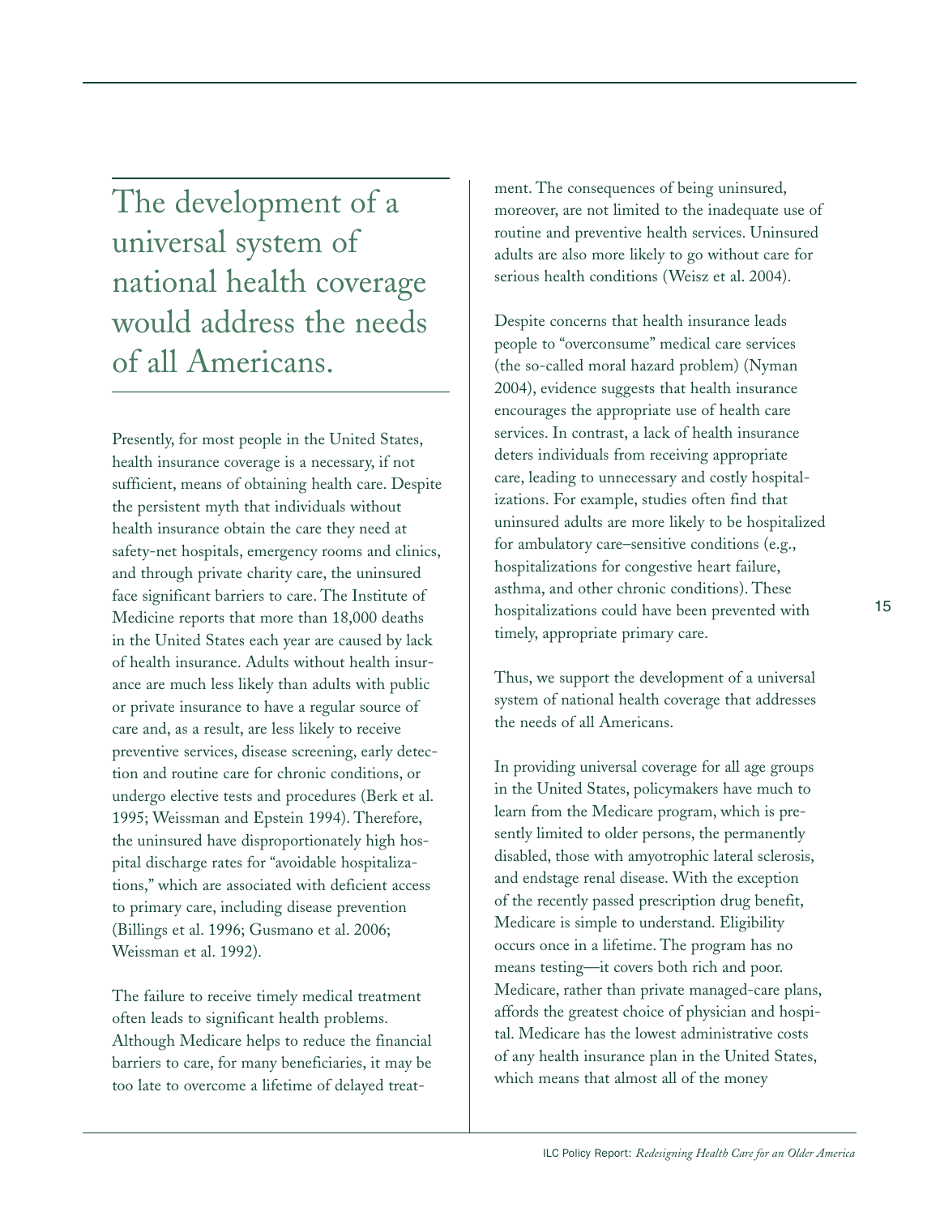> The development of a universal system of national health coverage would address the needs of all Americans.

Presently, for most people in the United States, health insurance coverage is a necessary, if not sufficient, means of obtaining health care. Despite the persistent myth that individuals without health insurance obtain the care they need at safety-net hospitals, emergency rooms and clinics, and through private charity care, the uninsured face significant barriers to care. The Institute of Medicine reports that more than 18,000 deaths in the United States each year are caused by lack of health insurance. Adults without health insurance are much less likely than adults with public or private insurance to have a regular source of care and, as a result, are less likely to receive preventive services, disease screening, early detection and routine care for chronic conditions, or undergo elective tests and procedures (Berk et al. 1995; Weissman and Epstein 1994). Therefore, the uninsured have disproportionately high hospital discharge rates for "avoidable hospitalizations," which are associated with deficient access to primary care, including disease prevention (Billings et al. 1996; Gusmano et al. 2006; Weissman et al. 1992).

The failure to receive timely medical treatment often leads to significant health problems. Although Medicare helps to reduce the financial barriers to care, for many beneficiaries, it may be too late to overcome a lifetime of delayed treatment. The consequences of being uninsured, moreover, are not limited to the inadequate use of routine and preventive health services. Uninsured adults are also more likely to go without care for serious health conditions (Weisz et al. 2004).

Despite concerns that health insurance leads people to "overconsume" medical care services (the so-called moral hazard problem) (Nyman 2004), evidence suggests that health insurance encourages the appropriate use of health care services. In contrast, a lack of health insurance deters individuals from receiving appropriate care, leading to unnecessary and costly hospitalizations. For example, studies often find that uninsured adults are more likely to be hospitalized for ambulatory care–sensitive conditions (e.g., hospitalizations for congestive heart failure, asthma, and other chronic conditions). These hospitalizations could have been prevented with timely, appropriate primary care.

Thus, we support the development of a universal system of national health coverage that addresses the needs of all Americans.

In providing universal coverage for all age groups in the United States, policymakers have much to learn from the Medicare program, which is presently limited to older persons, the permanently disabled, those with amyotrophic lateral sclerosis, and endstage renal disease. With the exception of the recently passed prescription drug benefit, Medicare is simple to understand. Eligibility occurs once in a lifetime. The program has no means testing—it covers both rich and poor. Medicare, rather than private managed-care plans, affords the greatest choice of physician and hospital. Medicare has the lowest administrative costs of any health insurance plan in the United States, which means that almost all of the money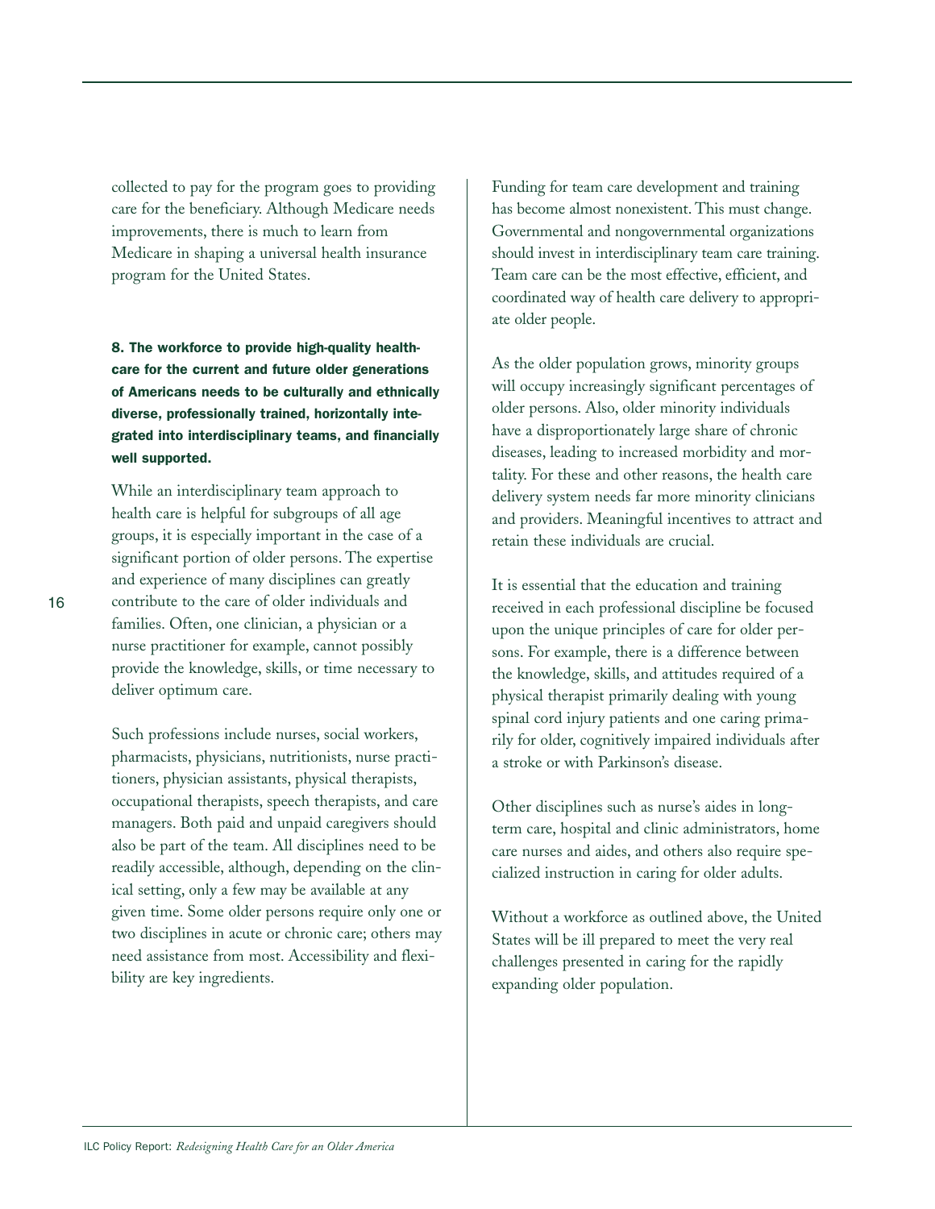collected to pay for the program goes to providing care for the beneficiary. Although Medicare needs improvements, there is much to learn from Medicare in shaping a universal health insurance program for the United States.

**8. The workforce to provide high-quality healthcare for the current and future older generations of Americans needs to be culturally and ethnically diverse, professionally trained, horizontally integrated into interdisciplinary teams, and financially well supported.**

While an interdisciplinary team approach to health care is helpful for subgroups of all age groups, it is especially important in the case of a significant portion of older persons. The expertise and experience of many disciplines can greatly contribute to the care of older individuals and families. Often, one clinician, a physician or a nurse practitioner for example, cannot possibly provide the knowledge, skills, or time necessary to deliver optimum care.

Such professions include nurses, social workers, pharmacists, physicians, nutritionists, nurse practitioners, physician assistants, physical therapists, occupational therapists, speech therapists, and care managers. Both paid and unpaid caregivers should also be part of the team. All disciplines need to be readily accessible, although, depending on the clinical setting, only a few may be available at any given time. Some older persons require only one or two disciplines in acute or chronic care; others may need assistance from most. Accessibility and flexibility are key ingredients.

Funding for team care development and training has become almost nonexistent. This must change. Governmental and nongovernmental organizations should invest in interdisciplinary team care training. Team care can be the most effective, efficient, and coordinated way of health care delivery to appropriate older people.

As the older population grows, minority groups will occupy increasingly significant percentages of older persons. Also, older minority individuals have a disproportionately large share of chronic diseases, leading to increased morbidity and mortality. For these and other reasons, the health care delivery system needs far more minority clinicians and providers. Meaningful incentives to attract and retain these individuals are crucial.

It is essential that the education and training received in each professional discipline be focused upon the unique principles of care for older persons. For example, there is a difference between the knowledge, skills, and attitudes required of a physical therapist primarily dealing with young spinal cord injury patients and one caring primarily for older, cognitively impaired individuals after a stroke or with Parkinson's disease.

Other disciplines such as nurse's aides in long-term care, hospital and clinic administrators, home care nurses and aides, and others also require specialized instruction in caring for older adults.

Without a workforce as outlined above, the United States will be ill prepared to meet the very real challenges presented in caring for the rapidly expanding older population.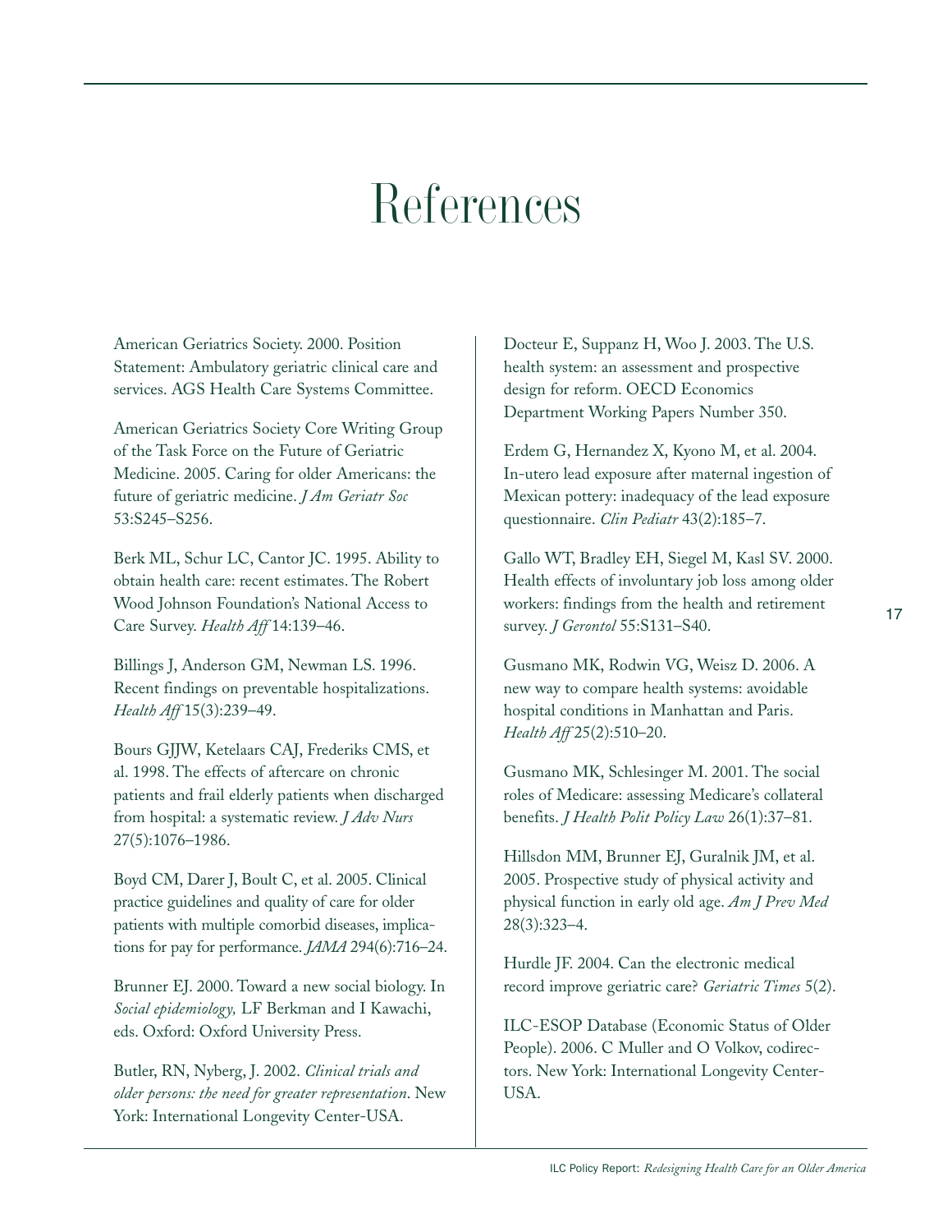# References

American Geriatrics Society. 2000. Position Statement: Ambulatory geriatric clinical care and services. AGS Health Care Systems Committee.

American Geriatrics Society Core Writing Group of the Task Force on the Future of Geriatric Medicine. 2005. Caring for older Americans: the future of geriatric medicine. *J Am Geriatr Soc* 53:S245–S256.

Berk ML, Schur LC, Cantor JC. 1995. Ability to obtain health care: recent estimates. The Robert Wood Johnson Foundation's National Access to Care Survey. *Health Aff* 14:139–46.

Billings J, Anderson GM, Newman LS. 1996. Recent findings on preventable hospitalizations. *Health Aff* 15(3):239–49.

Bours GJJW, Ketelaars CAJ, Frederiks CMS, et al. 1998. The effects of aftercare on chronic patients and frail elderly patients when discharged from hospital: a systematic review. *J Adv Nurs* 27(5):1076–1986.

Boyd CM, Darer J, Boult C, et al. 2005. Clinical practice guidelines and quality of care for older patients with multiple comorbid diseases, implications for pay for performance. *JAMA* 294(6):716–24.

Brunner EJ. 2000. Toward a new social biology. In *Social epidemiology,* LF Berkman and I Kawachi, eds. Oxford: Oxford University Press.

Butler, RN, Nyberg, J. 2002. *Clinical trials and older persons: the need for greater representation*. New York: International Longevity Center-USA.

Docteur E, Suppanz H, Woo J. 2003. The U.S. health system: an assessment and prospective design for reform. OECD Economics Department Working Papers Number 350.

Erdem G, Hernandez X, Kyono M, et al. 2004. In-utero lead exposure after maternal ingestion of Mexican pottery: inadequacy of the lead exposure questionnaire. *Clin Pediatr* 43(2):185–7.

Gallo WT, Bradley EH, Siegel M, Kasl SV. 2000. Health effects of involuntary job loss among older workers: findings from the health and retirement survey. *J Gerontol* 55:S131–S40.

Gusmano MK, Rodwin VG, Weisz D. 2006. A new way to compare health systems: avoidable hospital conditions in Manhattan and Paris. *Health Aff* 25(2):510–20.

Gusmano MK, Schlesinger M. 2001. The social roles of Medicare: assessing Medicare's collateral benefits. *J Health Polit Policy Law* 26(1):37–81.

Hillsdon MM, Brunner EJ, Guralnik JM, et al. 2005. Prospective study of physical activity and physical function in early old age. *Am J Prev Med* 28(3):323–4.

Hurdle JF. 2004. Can the electronic medical record improve geriatric care? *Geriatric Times* 5(2).

ILC-ESOP Database (Economic Status of Older People). 2006. C Muller and O Volkov, codirectors. New York: International Longevity Center-USA.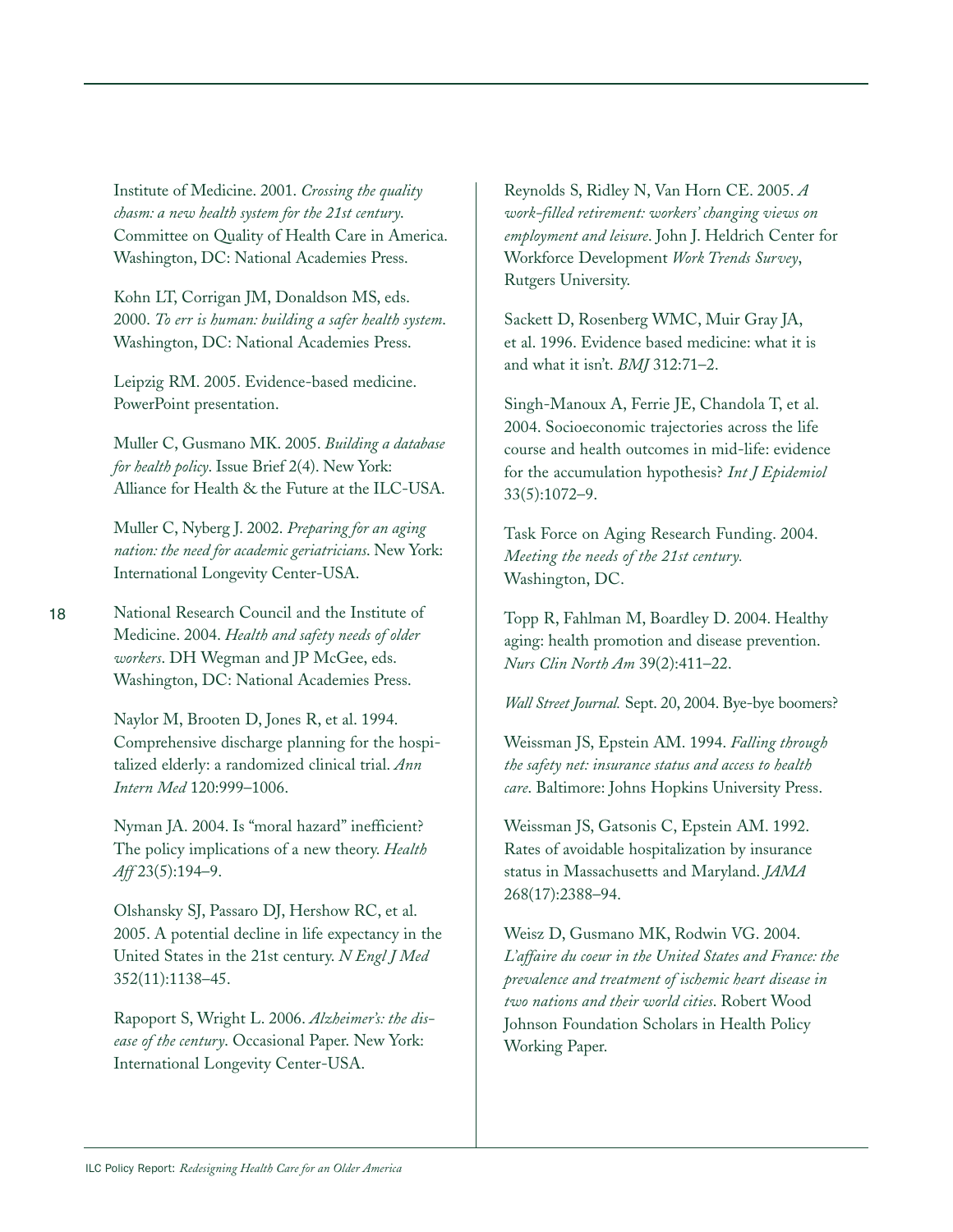Institute of Medicine. 2001. *Crossing the quality chasm: a new health system for the 21st century*. Committee on Quality of Health Care in America. Washington, DC: National Academies Press.

Kohn LT, Corrigan JM, Donaldson MS, eds. 2000. *To err is human: building a safer health system*. Washington, DC: National Academies Press.

Leipzig RM. 2005. Evidence-based medicine. PowerPoint presentation.

Muller C, Gusmano MK. 2005. *Building a database for health policy*. Issue Brief 2(4). New York: Alliance for Health & the Future at the ILC-USA.

Muller C, Nyberg J. 2002. *Preparing for an aging nation: the need for academic geriatricians*. New York: International Longevity Center-USA.

National Research Council and the Institute of Medicine. 2004. *Health and safety needs of older workers*. DH Wegman and JP McGee, eds. Washington, DC: National Academies Press.

Naylor M, Brooten D, Jones R, et al. 1994. Comprehensive discharge planning for the hospitalized elderly: a randomized clinical trial. *Ann Intern Med* 120:999–1006.

Nyman JA. 2004. Is "moral hazard" inefficient? The policy implications of a new theory. *Health Aff* 23(5):194–9.

Olshansky SJ, Passaro DJ, Hershow RC, et al. 2005. A potential decline in life expectancy in the United States in the 21st century. *N Engl J Med* 352(11):1138–45.

Rapoport S, Wright L. 2006. *Alzheimer's: the disease of the century*. Occasional Paper. New York: International Longevity Center-USA.

Reynolds S, Ridley N, Van Horn CE. 2005. *A work-filled retirement: workers' changing views on employment and leisure*. John J. Heldrich Center for Workforce Development *Work Trends Survey*, Rutgers University.

Sackett D, Rosenberg WMC, Muir Gray JA, et al. 1996. Evidence based medicine: what it is and what it isn't. *BMJ* 312:71–2.

Singh-Manoux A, Ferrie JE, Chandola T, et al. 2004. Socioeconomic trajectories across the life course and health outcomes in mid-life: evidence for the accumulation hypothesis? *Int J Epidemiol* 33(5):1072–9.

Task Force on Aging Research Funding. 2004. *Meeting the needs of the 21st century*. Washington, DC.

Topp R, Fahlman M, Boardley D. 2004. Healthy aging: health promotion and disease prevention. *Nurs Clin North Am* 39(2):411–22.

*Wall Street Journal.* Sept. 20, 2004. Bye-bye boomers?

Weissman JS, Epstein AM. 1994. *Falling through the safety net: insurance status and access to health care*. Baltimore: Johns Hopkins University Press.

Weissman JS, Gatsonis C, Epstein AM. 1992. Rates of avoidable hospitalization by insurance status in Massachusetts and Maryland. *JAMA* 268(17):2388–94.

Weisz D, Gusmano MK, Rodwin VG. 2004. *L'affaire du coeur in the United States and France: the prevalence and treatment of ischemic heart disease in two nations and their world cities*. Robert Wood Johnson Foundation Scholars in Health Policy Working Paper.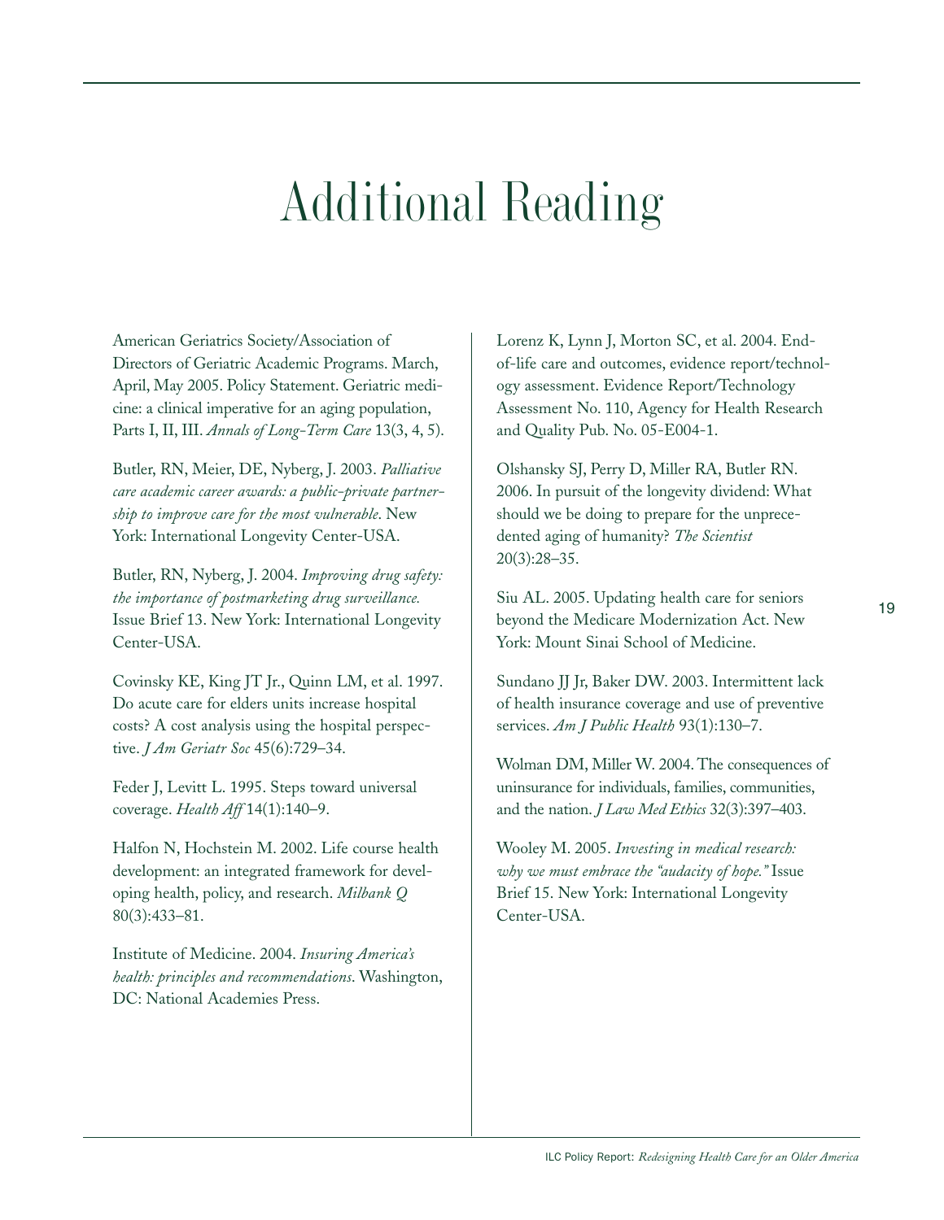# Additional Reading

American Geriatrics Society/Association of Directors of Geriatric Academic Programs. March, April, May 2005. Policy Statement. Geriatric medicine: a clinical imperative for an aging population, Parts I, II, III. *Annals of Long-Term Care* 13(3, 4, 5).

Butler, RN, Meier, DE, Nyberg, J. 2003. *Palliative care academic career awards: a public-private partnership to improve care for the most vulnerable*. New York: International Longevity Center-USA.

Butler, RN, Nyberg, J. 2004. *Improving drug safety: the importance of postmarketing drug surveillance.* Issue Brief 13. New York: International Longevity Center-USA.

Covinsky KE, King JT Jr., Quinn LM, et al. 1997. Do acute care for elders units increase hospital costs? A cost analysis using the hospital perspective. *J Am Geriatr Soc* 45(6):729–34.

Feder J, Levitt L. 1995. Steps toward universal coverage. *Health Aff* 14(1):140–9.

Halfon N, Hochstein M. 2002. Life course health development: an integrated framework for developing health, policy, and research. *Milbank Q* 80(3):433–81.

Institute of Medicine. 2004. *Insuring America's health: principles and recommendations*. Washington, DC: National Academies Press.

Lorenz K, Lynn J, Morton SC, et al. 2004. End-of-life care and outcomes, evidence report/technology assessment. Evidence Report/Technology Assessment No. 110, Agency for Health Research and Quality Pub. No. 05-E004-1.

Olshansky SJ, Perry D, Miller RA, Butler RN. 2006. In pursuit of the longevity dividend: What should we be doing to prepare for the unprecedented aging of humanity? *The Scientist* 20(3):28–35.

Siu AL. 2005. Updating health care for seniors beyond the Medicare Modernization Act. New York: Mount Sinai School of Medicine.

Sundano JJ Jr, Baker DW. 2003. Intermittent lack of health insurance coverage and use of preventive services. *Am J Public Health* 93(1):130–7.

Wolman DM, Miller W. 2004. The consequences of uninsurance for individuals, families, communities, and the nation. *J Law Med Ethics* 32(3):397–403.

Wooley M. 2005. *Investing in medical research: why we must embrace the "audacity of hope."* Issue Brief 15. New York: International Longevity Center-USA.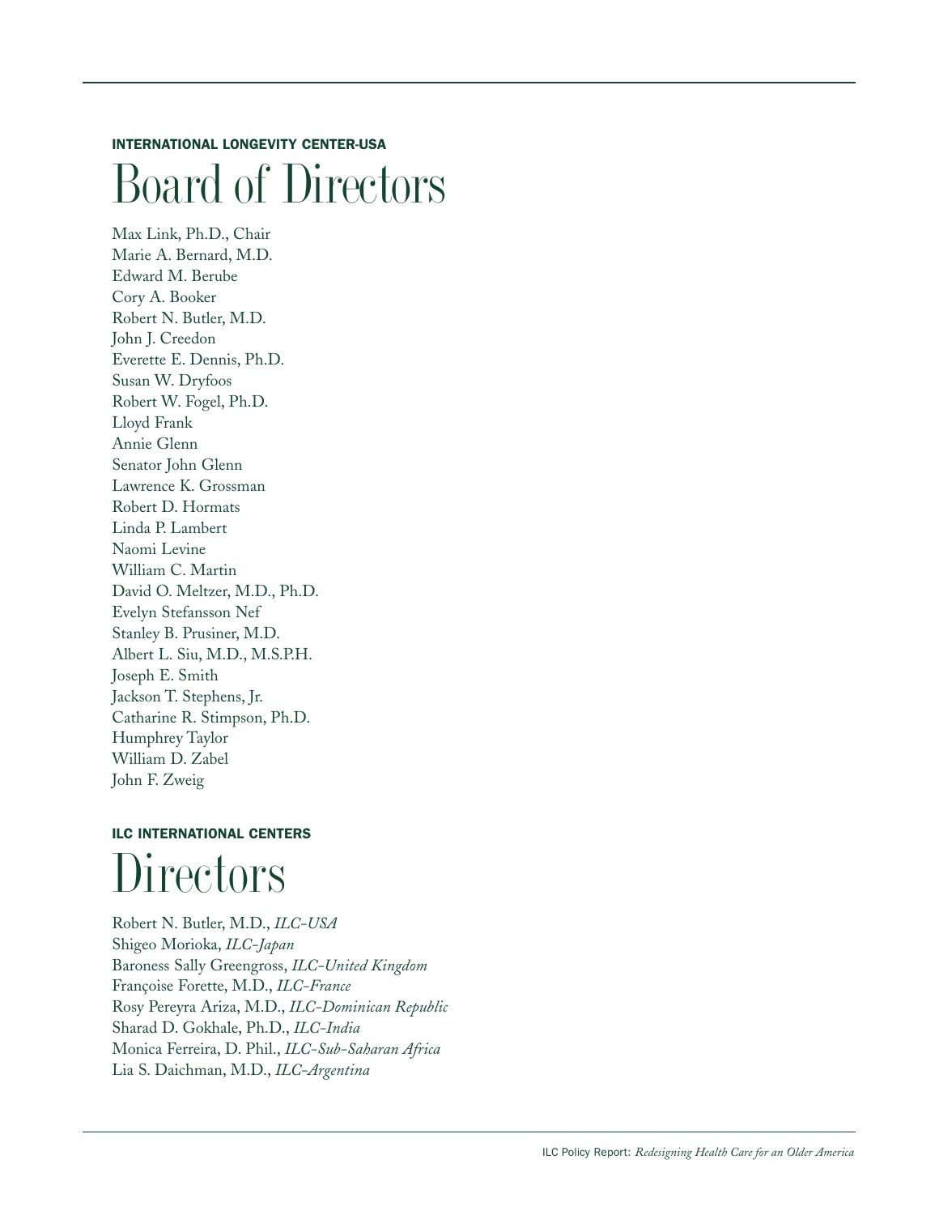INTERNATIONAL LONGEVITY CENTER-USA

# Board of Directors

Max Link, Ph.D., Chair
Marie A. Bernard, M.D.
Edward M. Berube
Cory A. Booker
Robert N. Butler, M.D.
John J. Creedon
Everette E. Dennis, Ph.D.
Susan W. Dryfoos
Robert W. Fogel, Ph.D.
Lloyd Frank
Annie Glenn
Senator John Glenn
Lawrence K. Grossman
Robert D. Hormats
Linda P. Lambert
Naomi Levine
William C. Martin
David O. Meltzer, M.D., Ph.D.
Evelyn Stefansson Nef
Stanley B. Prusiner, M.D.
Albert L. Siu, M.D., M.S.P.H.
Joseph E. Smith
Jackson T. Stephens, Jr.
Catharine R. Stimpson, Ph.D.
Humphrey Taylor
William D. Zabel
John F. Zweig

ILC INTERNATIONAL CENTERS

# Directors

Robert N. Butler, M.D., *ILC-USA*
Shigeo Morioka, *ILC-Japan*
Baroness Sally Greengross, *ILC-United Kingdom*
Françoise Forette, M.D., *ILC-France*
Rosy Pereyra Ariza, M.D., *ILC-Dominican Republic*
Sharad D. Gokhale, Ph.D., *ILC-India*
Monica Ferreira, D. Phil., *ILC-Sub-Saharan Africa*
Lia S. Daichman, M.D., *ILC-Argentina*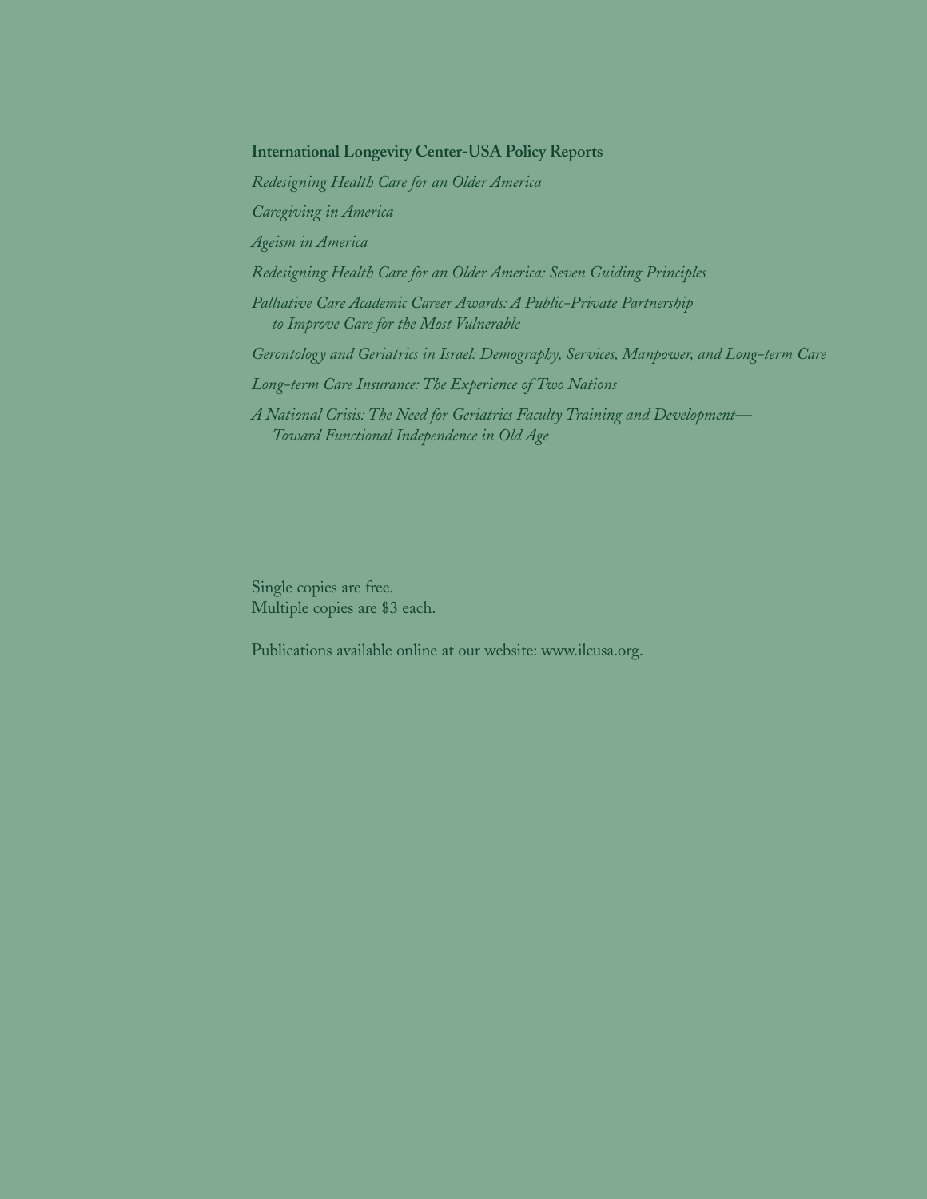**International Longevity Center-USA Policy Reports**

*Redesigning Health Care for an Older America*

*Caregiving in America*

*Ageism in America*

*Redesigning Health Care for an Older America: Seven Guiding Principles*

*Palliative Care Academic Career Awards: A Public-Private Partnership to Improve Care for the Most Vulnerable*

*Gerontology and Geriatrics in Israel: Demography, Services, Manpower, and Long-term Care*

*Long-term Care Insurance: The Experience of Two Nations*

*A National Crisis: The Need for Geriatrics Faculty Training and Development—Toward Functional Independence in Old Age*

Single copies are free.
Multiple copies are $3 each.

Publications available online at our website: www.ilcusa.org.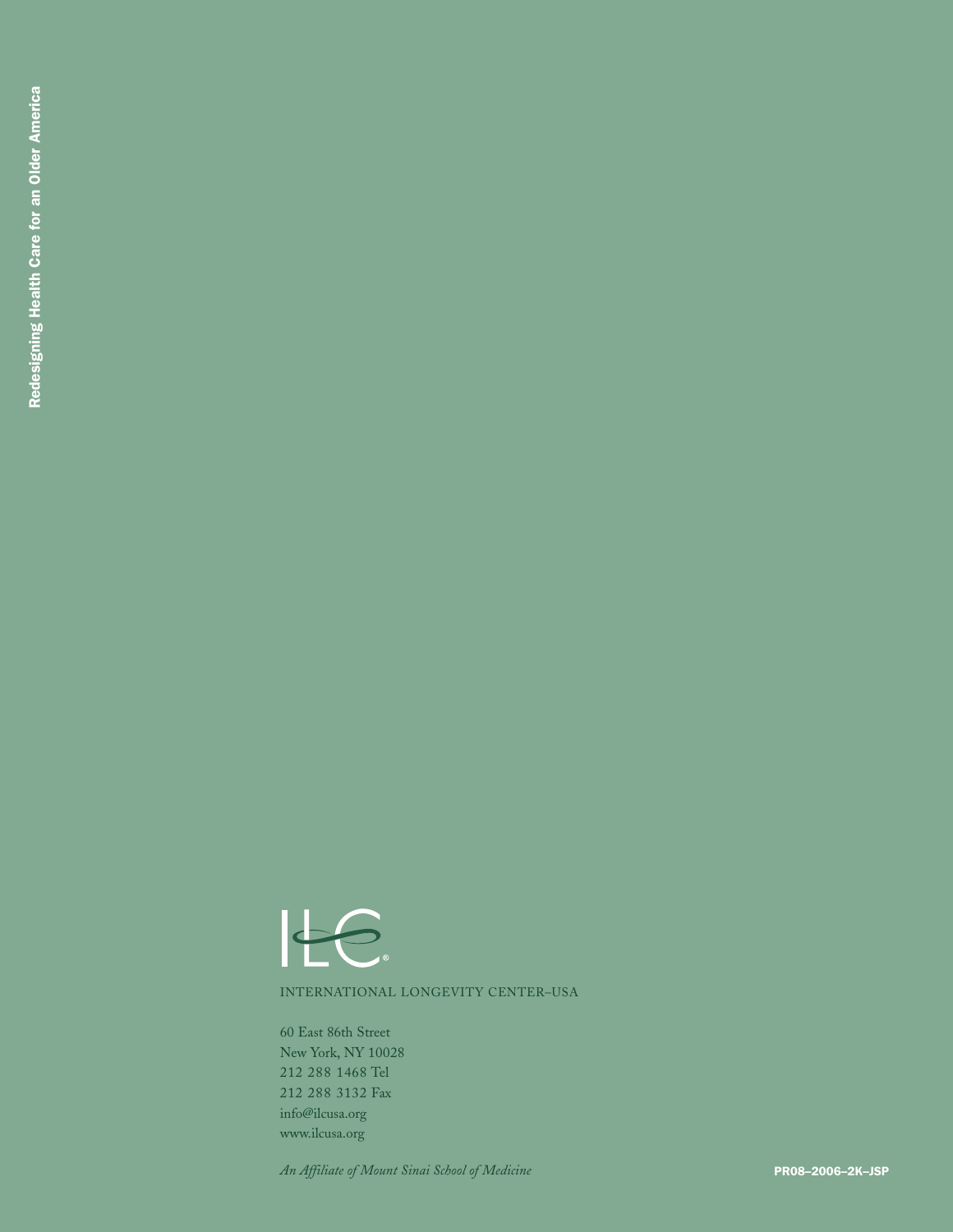Redesigning Health Care for an Older America

ILC

INTERNATIONAL LONGEVITY CENTER–USA

60 East 86th Street
New York, NY 10028
212 288 1468 Tel
212 288 3132 Fax
info@ilcusa.org
www.ilcusa.org

*An Affiliate of Mount Sinai School of Medicine*

PR08–2006–2K–JSP